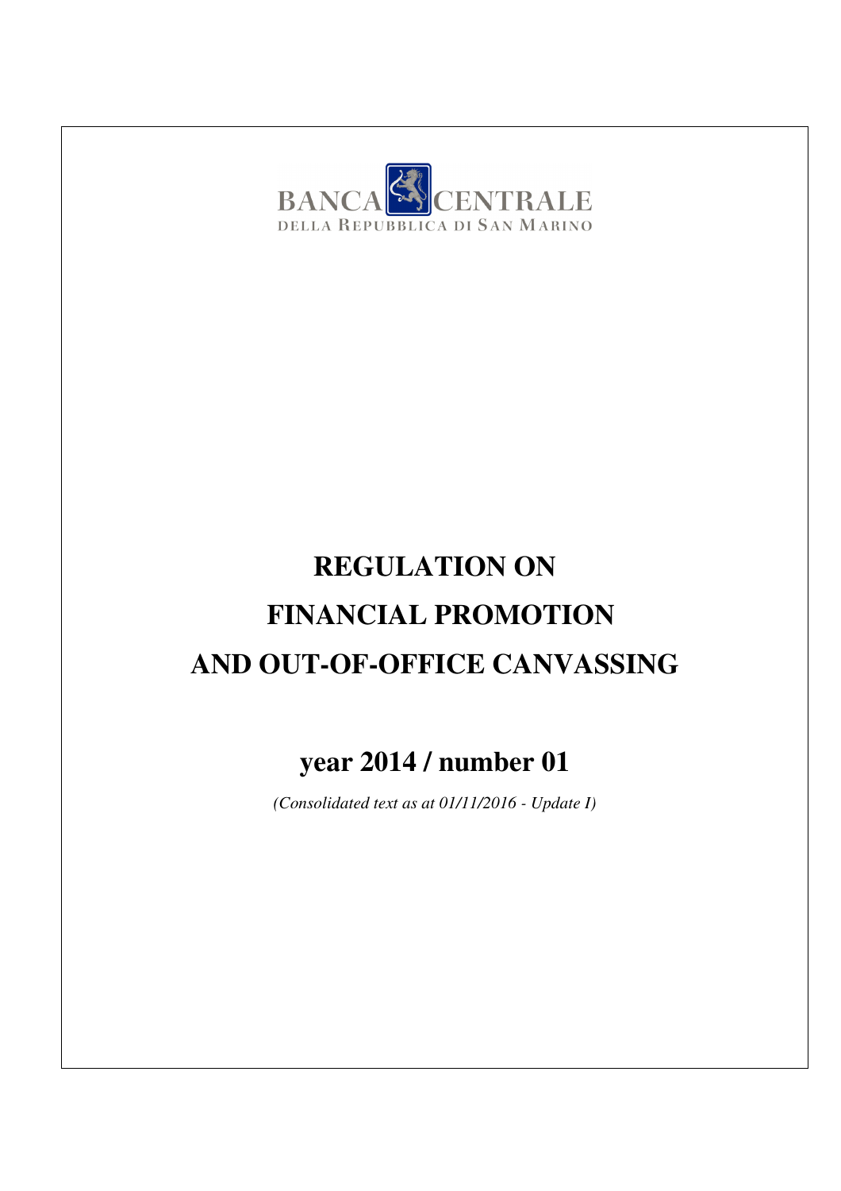BANCA CENTRALE
DELLA REPUBBLICA DI SAN MARINO

# REGULATION ON FINANCIAL PROMOTION AND OUT-OF-OFFICE CANVASSING

## year 2014 / number 01

*(Consolidated text as at 01/11/2016 - Update I)*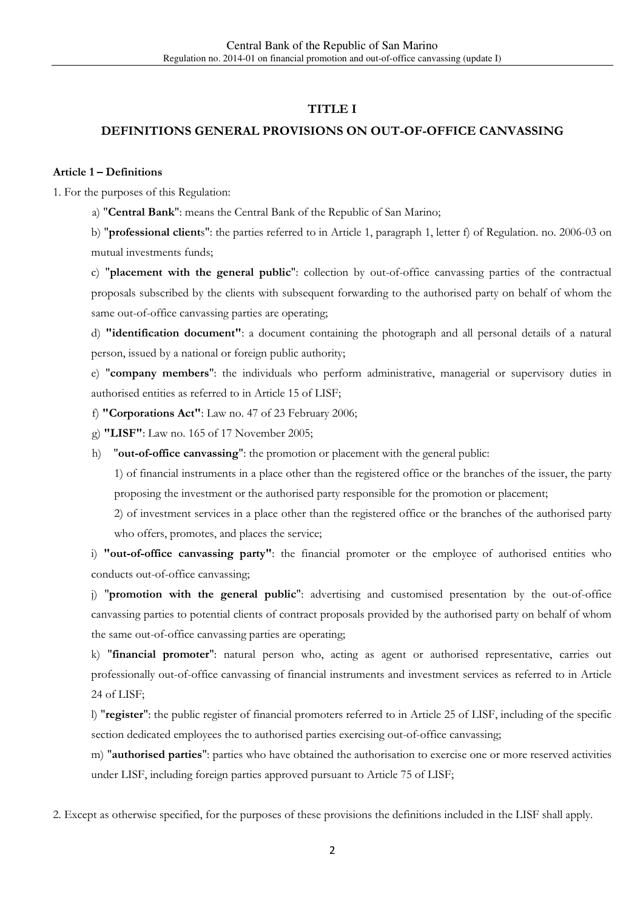## TITLE I

## DEFINITIONS GENERAL PROVISIONS ON OUT-OF-OFFICE CANVASSING

**Article 1 – Definitions**

1. For the purposes of this Regulation:

a) "**Central Bank**": means the Central Bank of the Republic of San Marino;

b) "**professional client**s": the parties referred to in Article 1, paragraph 1, letter f) of Regulation. no. 2006-03 on mutual investments funds;

c) "**placement with the general public**": collection by out-of-office canvassing parties of the contractual proposals subscribed by the clients with subsequent forwarding to the authorised party on behalf of whom the same out-of-office canvassing parties are operating;

d) **"identification document"**: a document containing the photograph and all personal details of a natural person, issued by a national or foreign public authority;

e) "**company members**": the individuals who perform administrative, managerial or supervisory duties in authorised entities as referred to in Article 15 of LISF;

f) **"Corporations Act"**: Law no. 47 of 23 February 2006;

g) **"LISF"**: Law no. 165 of 17 November 2005;

h) "**out-of-office canvassing**": the promotion or placement with the general public:

1) of financial instruments in a place other than the registered office or the branches of the issuer, the party proposing the investment or the authorised party responsible for the promotion or placement;

2) of investment services in a place other than the registered office or the branches of the authorised party who offers, promotes, and places the service;

i) **"out-of-office canvassing party"**: the financial promoter or the employee of authorised entities who conducts out-of-office canvassing;

j) "**promotion with the general public**": advertising and customised presentation by the out-of-office canvassing parties to potential clients of contract proposals provided by the authorised party on behalf of whom the same out-of-office canvassing parties are operating;

k) "**financial promoter**": natural person who, acting as agent or authorised representative, carries out professionally out-of-office canvassing of financial instruments and investment services as referred to in Article 24 of LISF;

l) "**register**": the public register of financial promoters referred to in Article 25 of LISF, including of the specific section dedicated employees the to authorised parties exercising out-of-office canvassing;

m) "**authorised parties**": parties who have obtained the authorisation to exercise one or more reserved activities under LISF, including foreign parties approved pursuant to Article 75 of LISF;

2. Except as otherwise specified, for the purposes of these provisions the definitions included in the LISF shall apply.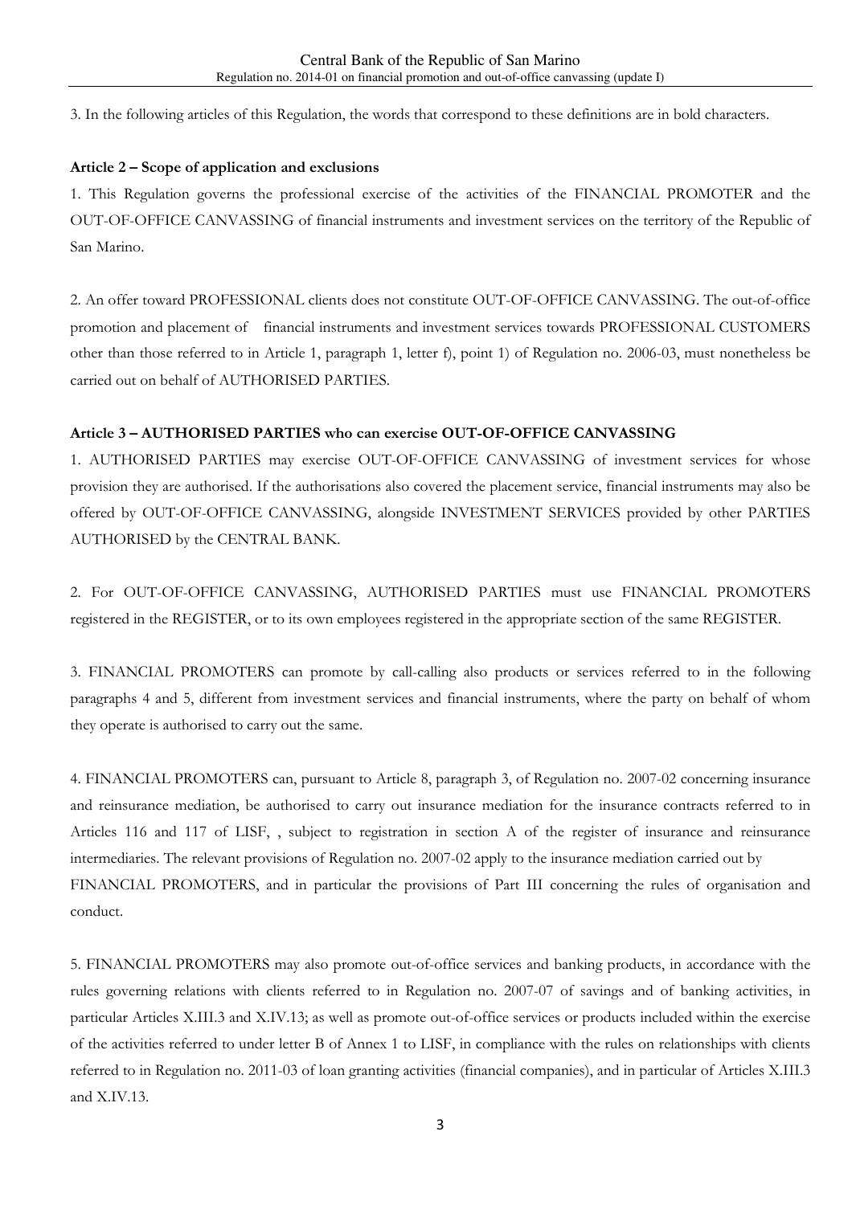3. In the following articles of this Regulation, the words that correspond to these definitions are in bold characters.

**Article 2 – Scope of application and exclusions**

1. This Regulation governs the professional exercise of the activities of the FINANCIAL PROMOTER and the OUT-OF-OFFICE CANVASSING of financial instruments and investment services on the territory of the Republic of San Marino.

2. An offer toward PROFESSIONAL clients does not constitute OUT-OF-OFFICE CANVASSING. The out-of-office promotion and placement of financial instruments and investment services towards PROFESSIONAL CUSTOMERS other than those referred to in Article 1, paragraph 1, letter f), point 1) of Regulation no. 2006-03, must nonetheless be carried out on behalf of AUTHORISED PARTIES.

**Article 3 – AUTHORISED PARTIES who can exercise OUT-OF-OFFICE CANVASSING**

1. AUTHORISED PARTIES may exercise OUT-OF-OFFICE CANVASSING of investment services for whose provision they are authorised. If the authorisations also covered the placement service, financial instruments may also be offered by OUT-OF-OFFICE CANVASSING, alongside INVESTMENT SERVICES provided by other PARTIES AUTHORISED by the CENTRAL BANK.

2. For OUT-OF-OFFICE CANVASSING, AUTHORISED PARTIES must use FINANCIAL PROMOTERS registered in the REGISTER, or to its own employees registered in the appropriate section of the same REGISTER.

3. FINANCIAL PROMOTERS can promote by call-calling also products or services referred to in the following paragraphs 4 and 5, different from investment services and financial instruments, where the party on behalf of whom they operate is authorised to carry out the same.

4. FINANCIAL PROMOTERS can, pursuant to Article 8, paragraph 3, of Regulation no. 2007-02 concerning insurance and reinsurance mediation, be authorised to carry out insurance mediation for the insurance contracts referred to in Articles 116 and 117 of LISF, , subject to registration in section A of the register of insurance and reinsurance intermediaries. The relevant provisions of Regulation no. 2007-02 apply to the insurance mediation carried out by FINANCIAL PROMOTERS, and in particular the provisions of Part III concerning the rules of organisation and conduct.

5. FINANCIAL PROMOTERS may also promote out-of-office services and banking products, in accordance with the rules governing relations with clients referred to in Regulation no. 2007-07 of savings and of banking activities, in particular Articles X.III.3 and X.IV.13; as well as promote out-of-office services or products included within the exercise of the activities referred to under letter B of Annex 1 to LISF, in compliance with the rules on relationships with clients referred to in Regulation no. 2011-03 of loan granting activities (financial companies), and in particular of Articles X.III.3 and X.IV.13.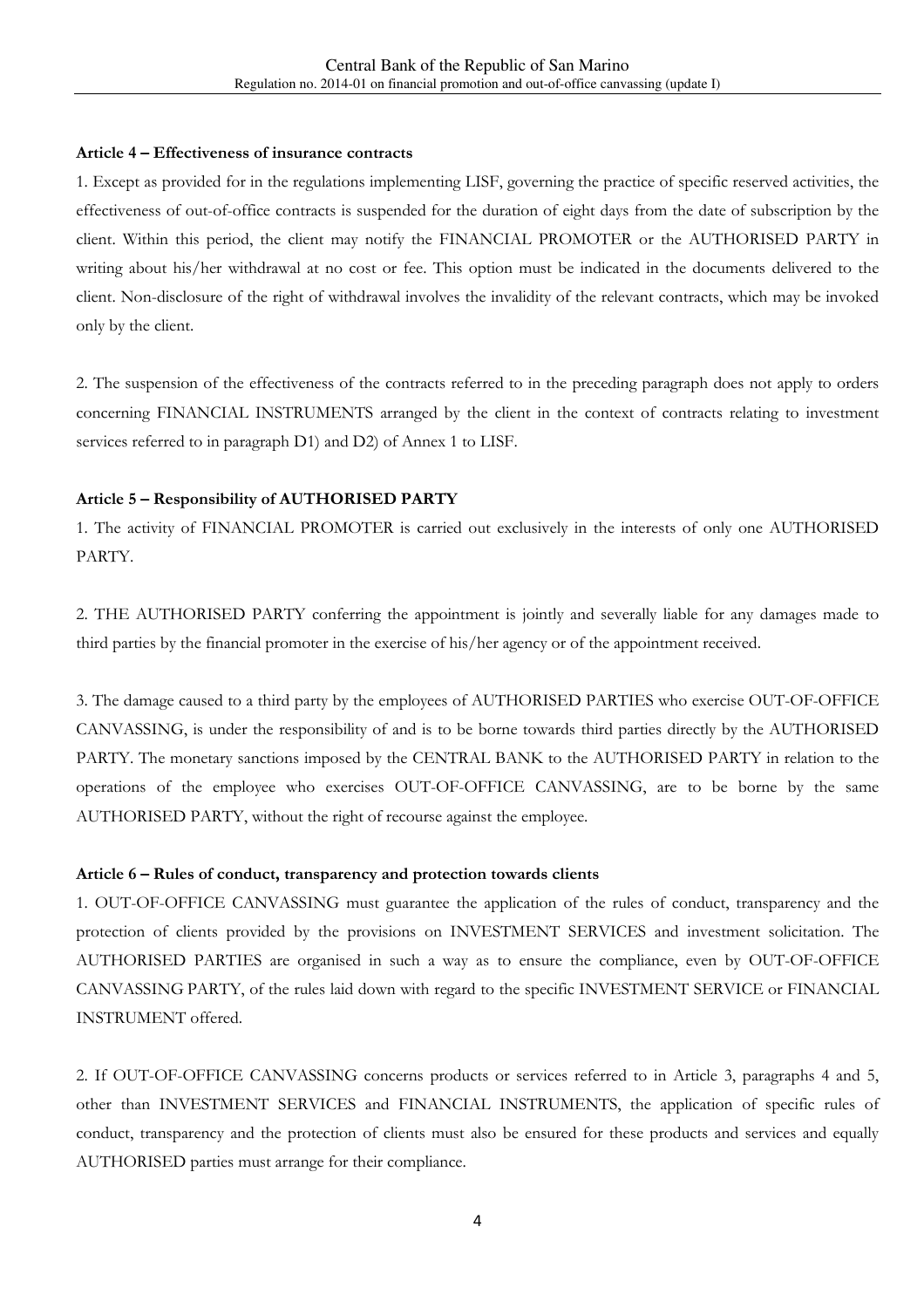**Article 4 – Effectiveness of insurance contracts**

1. Except as provided for in the regulations implementing LISF, governing the practice of specific reserved activities, the effectiveness of out-of-office contracts is suspended for the duration of eight days from the date of subscription by the client. Within this period, the client may notify the FINANCIAL PROMOTER or the AUTHORISED PARTY in writing about his/her withdrawal at no cost or fee. This option must be indicated in the documents delivered to the client. Non-disclosure of the right of withdrawal involves the invalidity of the relevant contracts, which may be invoked only by the client.

2. The suspension of the effectiveness of the contracts referred to in the preceding paragraph does not apply to orders concerning FINANCIAL INSTRUMENTS arranged by the client in the context of contracts relating to investment services referred to in paragraph D1) and D2) of Annex 1 to LISF.

**Article 5 – Responsibility of AUTHORISED PARTY**

1. The activity of FINANCIAL PROMOTER is carried out exclusively in the interests of only one AUTHORISED PARTY.

2. THE AUTHORISED PARTY conferring the appointment is jointly and severally liable for any damages made to third parties by the financial promoter in the exercise of his/her agency or of the appointment received.

3. The damage caused to a third party by the employees of AUTHORISED PARTIES who exercise OUT-OF-OFFICE CANVASSING, is under the responsibility of and is to be borne towards third parties directly by the AUTHORISED PARTY. The monetary sanctions imposed by the CENTRAL BANK to the AUTHORISED PARTY in relation to the operations of the employee who exercises OUT-OF-OFFICE CANVASSING, are to be borne by the same AUTHORISED PARTY, without the right of recourse against the employee.

**Article 6 – Rules of conduct, transparency and protection towards clients**

1. OUT-OF-OFFICE CANVASSING must guarantee the application of the rules of conduct, transparency and the protection of clients provided by the provisions on INVESTMENT SERVICES and investment solicitation. The AUTHORISED PARTIES are organised in such a way as to ensure the compliance, even by OUT-OF-OFFICE CANVASSING PARTY, of the rules laid down with regard to the specific INVESTMENT SERVICE or FINANCIAL INSTRUMENT offered.

2. If OUT-OF-OFFICE CANVASSING concerns products or services referred to in Article 3, paragraphs 4 and 5, other than INVESTMENT SERVICES and FINANCIAL INSTRUMENTS, the application of specific rules of conduct, transparency and the protection of clients must also be ensured for these products and services and equally AUTHORISED parties must arrange for their compliance.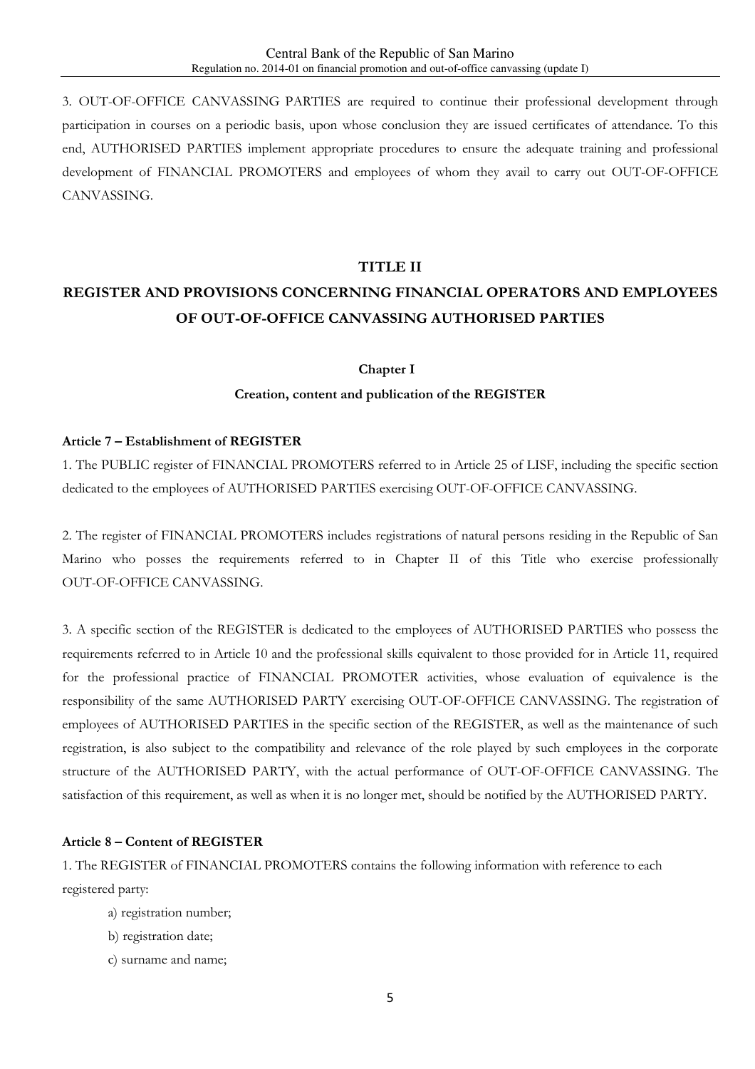3. OUT-OF-OFFICE CANVASSING PARTIES are required to continue their professional development through participation in courses on a periodic basis, upon whose conclusion they are issued certificates of attendance. To this end, AUTHORISED PARTIES implement appropriate procedures to ensure the adequate training and professional development of FINANCIAL PROMOTERS and employees of whom they avail to carry out OUT-OF-OFFICE CANVASSING.

## TITLE II

## REGISTER AND PROVISIONS CONCERNING FINANCIAL OPERATORS AND EMPLOYEES OF OUT-OF-OFFICE CANVASSING AUTHORISED PARTIES

### Chapter I

### Creation, content and publication of the REGISTER

**Article 7 – Establishment of REGISTER**

1. The PUBLIC register of FINANCIAL PROMOTERS referred to in Article 25 of LISF, including the specific section dedicated to the employees of AUTHORISED PARTIES exercising OUT-OF-OFFICE CANVASSING.

2. The register of FINANCIAL PROMOTERS includes registrations of natural persons residing in the Republic of San Marino who posses the requirements referred to in Chapter II of this Title who exercise professionally OUT-OF-OFFICE CANVASSING.

3. A specific section of the REGISTER is dedicated to the employees of AUTHORISED PARTIES who possess the requirements referred to in Article 10 and the professional skills equivalent to those provided for in Article 11, required for the professional practice of FINANCIAL PROMOTER activities, whose evaluation of equivalence is the responsibility of the same AUTHORISED PARTY exercising OUT-OF-OFFICE CANVASSING. The registration of employees of AUTHORISED PARTIES in the specific section of the REGISTER, as well as the maintenance of such registration, is also subject to the compatibility and relevance of the role played by such employees in the corporate structure of the AUTHORISED PARTY, with the actual performance of OUT-OF-OFFICE CANVASSING. The satisfaction of this requirement, as well as when it is no longer met, should be notified by the AUTHORISED PARTY.

**Article 8 – Content of REGISTER**

1. The REGISTER of FINANCIAL PROMOTERS contains the following information with reference to each registered party:

a) registration number;

b) registration date;

c) surname and name;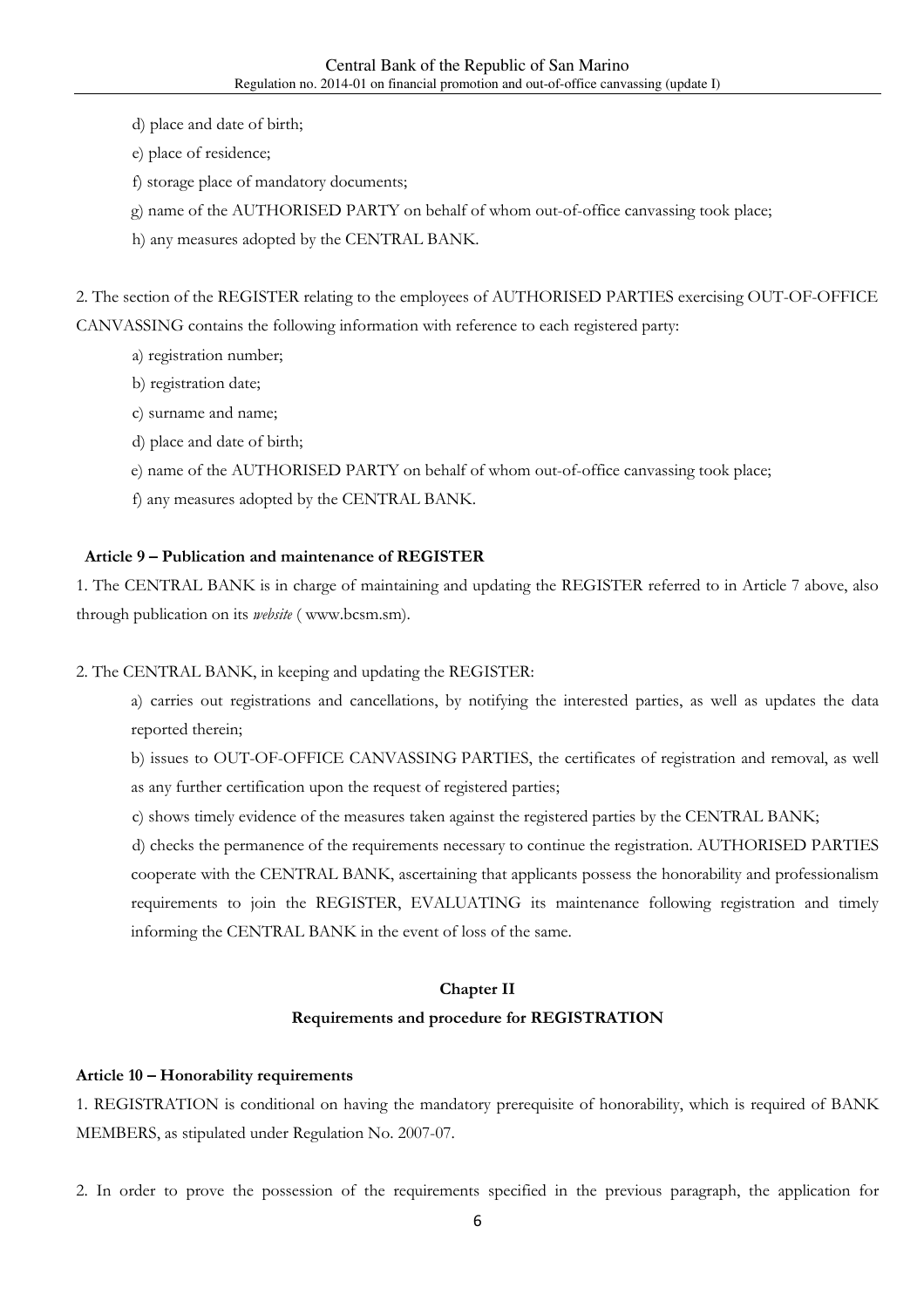d) place and date of birth;

e) place of residence;

f) storage place of mandatory documents;

g) name of the AUTHORISED PARTY on behalf of whom out-of-office canvassing took place;

h) any measures adopted by the CENTRAL BANK.

2. The section of the REGISTER relating to the employees of AUTHORISED PARTIES exercising OUT-OF-OFFICE CANVASSING contains the following information with reference to each registered party:

a) registration number;

b) registration date;

c) surname and name;

d) place and date of birth;

e) name of the AUTHORISED PARTY on behalf of whom out-of-office canvassing took place;

f) any measures adopted by the CENTRAL BANK.

#### Article 9 – Publication and maintenance of REGISTER

1. The CENTRAL BANK is in charge of maintaining and updating the REGISTER referred to in Article 7 above, also through publication on its *website* ( www.bcsm.sm).

2. The CENTRAL BANK, in keeping and updating the REGISTER:

a) carries out registrations and cancellations, by notifying the interested parties, as well as updates the data reported therein;

b) issues to OUT-OF-OFFICE CANVASSING PARTIES, the certificates of registration and removal, as well as any further certification upon the request of registered parties;

c) shows timely evidence of the measures taken against the registered parties by the CENTRAL BANK;

d) checks the permanence of the requirements necessary to continue the registration. AUTHORISED PARTIES cooperate with the CENTRAL BANK, ascertaining that applicants possess the honorability and professionalism requirements to join the REGISTER, EVALUATING its maintenance following registration and timely informing the CENTRAL BANK in the event of loss of the same.

## Chapter II

## Requirements and procedure for REGISTRATION

#### Article 10 – Honorability requirements

1. REGISTRATION is conditional on having the mandatory prerequisite of honorability, which is required of BANK MEMBERS, as stipulated under Regulation No. 2007-07.

2. In order to prove the possession of the requirements specified in the previous paragraph, the application for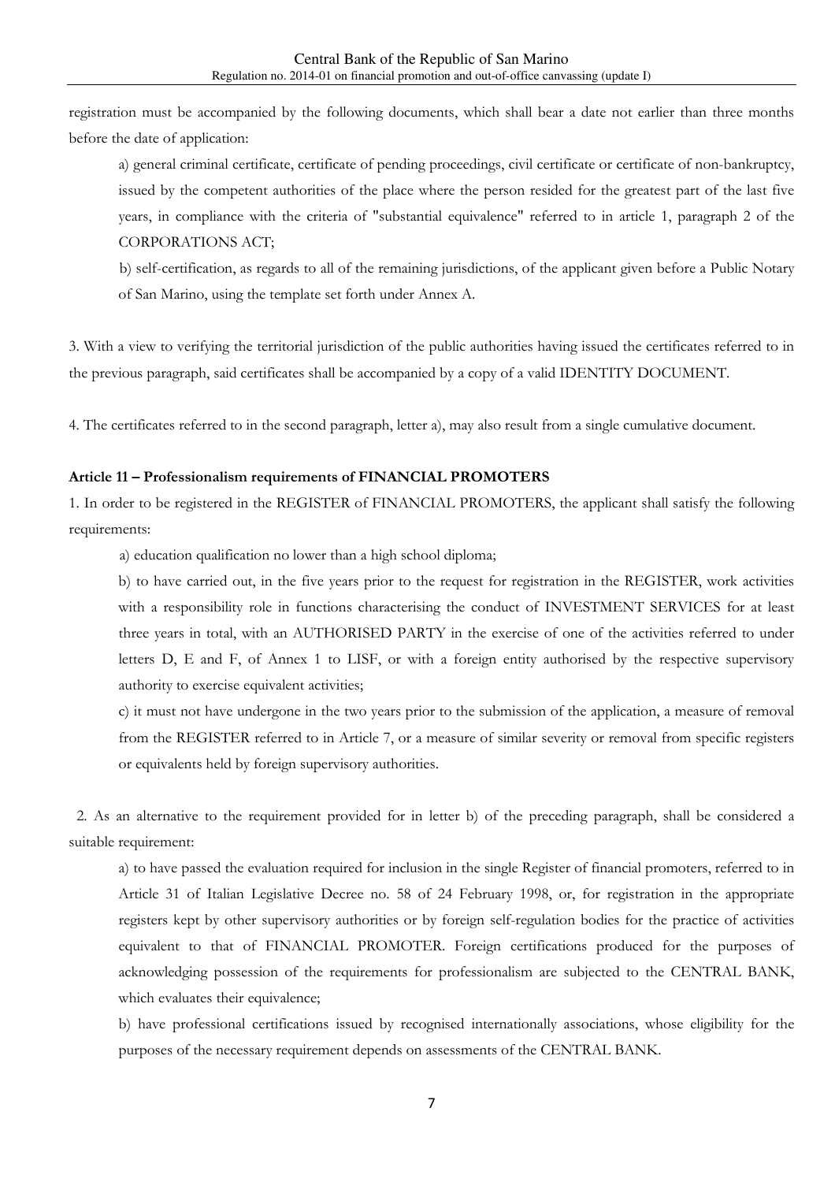registration must be accompanied by the following documents, which shall bear a date not earlier than three months before the date of application:

a) general criminal certificate, certificate of pending proceedings, civil certificate or certificate of non-bankruptcy, issued by the competent authorities of the place where the person resided for the greatest part of the last five years, in compliance with the criteria of "substantial equivalence" referred to in article 1, paragraph 2 of the CORPORATIONS ACT;

b) self-certification, as regards to all of the remaining jurisdictions, of the applicant given before a Public Notary of San Marino, using the template set forth under Annex A.

3. With a view to verifying the territorial jurisdiction of the public authorities having issued the certificates referred to in the previous paragraph, said certificates shall be accompanied by a copy of a valid IDENTITY DOCUMENT.

4. The certificates referred to in the second paragraph, letter a), may also result from a single cumulative document.

**Article 11 – Professionalism requirements of FINANCIAL PROMOTERS**

1. In order to be registered in the REGISTER of FINANCIAL PROMOTERS, the applicant shall satisfy the following requirements:

a) education qualification no lower than a high school diploma;

b) to have carried out, in the five years prior to the request for registration in the REGISTER, work activities with a responsibility role in functions characterising the conduct of INVESTMENT SERVICES for at least three years in total, with an AUTHORISED PARTY in the exercise of one of the activities referred to under letters D, E and F, of Annex 1 to LISF, or with a foreign entity authorised by the respective supervisory authority to exercise equivalent activities;

c) it must not have undergone in the two years prior to the submission of the application, a measure of removal from the REGISTER referred to in Article 7, or a measure of similar severity or removal from specific registers or equivalents held by foreign supervisory authorities.

2. As an alternative to the requirement provided for in letter b) of the preceding paragraph, shall be considered a suitable requirement:

a) to have passed the evaluation required for inclusion in the single Register of financial promoters, referred to in Article 31 of Italian Legislative Decree no. 58 of 24 February 1998, or, for registration in the appropriate registers kept by other supervisory authorities or by foreign self-regulation bodies for the practice of activities equivalent to that of FINANCIAL PROMOTER. Foreign certifications produced for the purposes of acknowledging possession of the requirements for professionalism are subjected to the CENTRAL BANK, which evaluates their equivalence;

b) have professional certifications issued by recognised internationally associations, whose eligibility for the purposes of the necessary requirement depends on assessments of the CENTRAL BANK.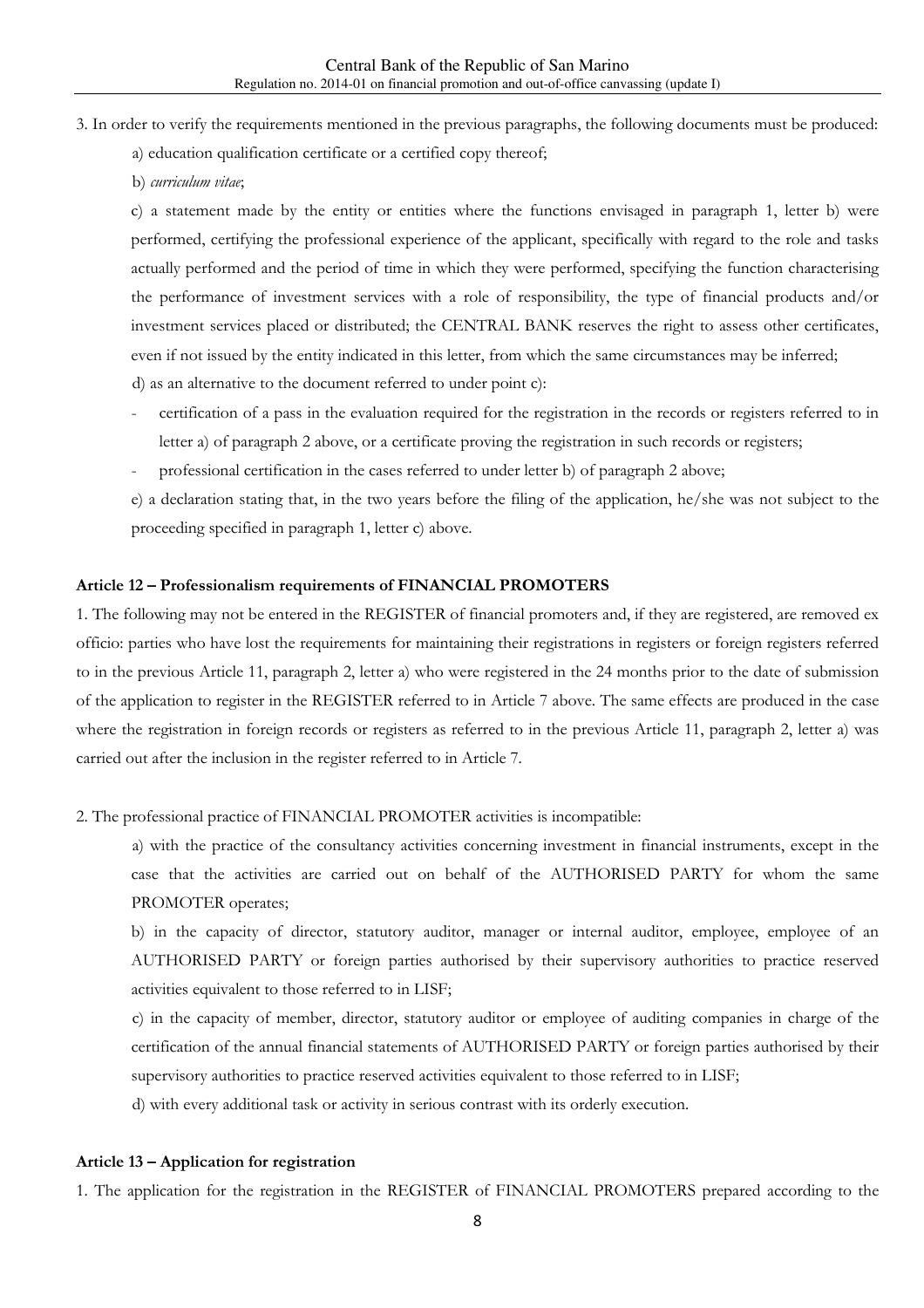3. In order to verify the requirements mentioned in the previous paragraphs, the following documents must be produced:

a) education qualification certificate or a certified copy thereof;

b) *curriculum vitae*;

c) a statement made by the entity or entities where the functions envisaged in paragraph 1, letter b) were performed, certifying the professional experience of the applicant, specifically with regard to the role and tasks actually performed and the period of time in which they were performed, specifying the function characterising the performance of investment services with a role of responsibility, the type of financial products and/or investment services placed or distributed; the CENTRAL BANK reserves the right to assess other certificates, even if not issued by the entity indicated in this letter, from which the same circumstances may be inferred;

d) as an alternative to the document referred to under point c):

- certification of a pass in the evaluation required for the registration in the records or registers referred to in letter a) of paragraph 2 above, or a certificate proving the registration in such records or registers;
- professional certification in the cases referred to under letter b) of paragraph 2 above;

e) a declaration stating that, in the two years before the filing of the application, he/she was not subject to the proceeding specified in paragraph 1, letter c) above.

#### Article 12 – Professionalism requirements of FINANCIAL PROMOTERS

1. The following may not be entered in the REGISTER of financial promoters and, if they are registered, are removed ex officio: parties who have lost the requirements for maintaining their registrations in registers or foreign registers referred to in the previous Article 11, paragraph 2, letter a) who were registered in the 24 months prior to the date of submission of the application to register in the REGISTER referred to in Article 7 above. The same effects are produced in the case where the registration in foreign records or registers as referred to in the previous Article 11, paragraph 2, letter a) was carried out after the inclusion in the register referred to in Article 7.

2. The professional practice of FINANCIAL PROMOTER activities is incompatible:

a) with the practice of the consultancy activities concerning investment in financial instruments, except in the case that the activities are carried out on behalf of the AUTHORISED PARTY for whom the same PROMOTER operates;

b) in the capacity of director, statutory auditor, manager or internal auditor, employee, employee of an AUTHORISED PARTY or foreign parties authorised by their supervisory authorities to practice reserved activities equivalent to those referred to in LISF;

c) in the capacity of member, director, statutory auditor or employee of auditing companies in charge of the certification of the annual financial statements of AUTHORISED PARTY or foreign parties authorised by their supervisory authorities to practice reserved activities equivalent to those referred to in LISF;

d) with every additional task or activity in serious contrast with its orderly execution.

#### Article 13 – Application for registration

1. The application for the registration in the REGISTER of FINANCIAL PROMOTERS prepared according to the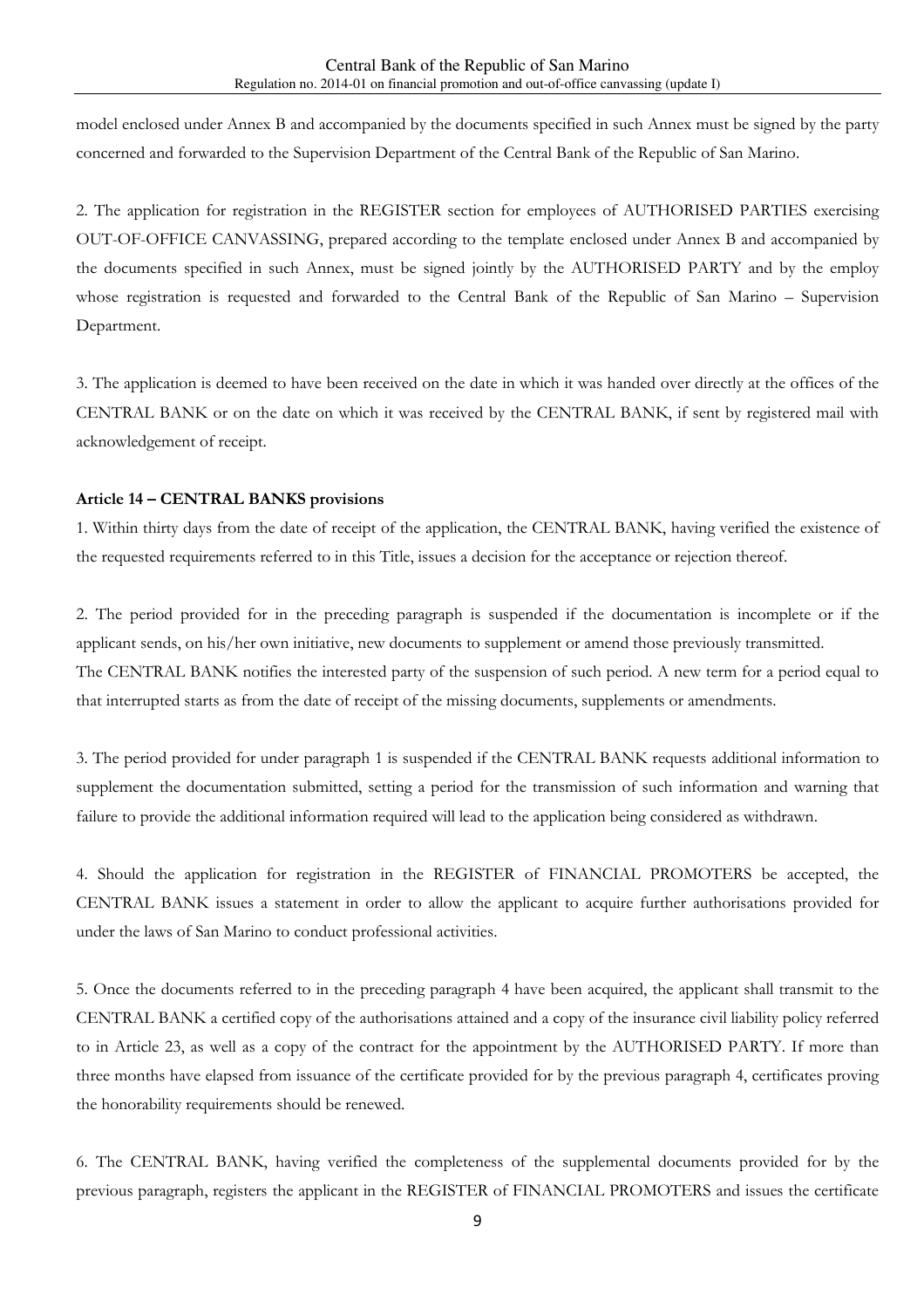model enclosed under Annex B and accompanied by the documents specified in such Annex must be signed by the party concerned and forwarded to the Supervision Department of the Central Bank of the Republic of San Marino.

2. The application for registration in the REGISTER section for employees of AUTHORISED PARTIES exercising OUT-OF-OFFICE CANVASSING, prepared according to the template enclosed under Annex B and accompanied by the documents specified in such Annex, must be signed jointly by the AUTHORISED PARTY and by the employ whose registration is requested and forwarded to the Central Bank of the Republic of San Marino – Supervision Department.

3. The application is deemed to have been received on the date in which it was handed over directly at the offices of the CENTRAL BANK or on the date on which it was received by the CENTRAL BANK, if sent by registered mail with acknowledgement of receipt.

**Article 14 – CENTRAL BANKS provisions**

1. Within thirty days from the date of receipt of the application, the CENTRAL BANK, having verified the existence of the requested requirements referred to in this Title, issues a decision for the acceptance or rejection thereof.

2. The period provided for in the preceding paragraph is suspended if the documentation is incomplete or if the applicant sends, on his/her own initiative, new documents to supplement or amend those previously transmitted.
The CENTRAL BANK notifies the interested party of the suspension of such period. A new term for a period equal to that interrupted starts as from the date of receipt of the missing documents, supplements or amendments.

3. The period provided for under paragraph 1 is suspended if the CENTRAL BANK requests additional information to supplement the documentation submitted, setting a period for the transmission of such information and warning that failure to provide the additional information required will lead to the application being considered as withdrawn.

4. Should the application for registration in the REGISTER of FINANCIAL PROMOTERS be accepted, the CENTRAL BANK issues a statement in order to allow the applicant to acquire further authorisations provided for under the laws of San Marino to conduct professional activities.

5. Once the documents referred to in the preceding paragraph 4 have been acquired, the applicant shall transmit to the CENTRAL BANK a certified copy of the authorisations attained and a copy of the insurance civil liability policy referred to in Article 23, as well as a copy of the contract for the appointment by the AUTHORISED PARTY. If more than three months have elapsed from issuance of the certificate provided for by the previous paragraph 4, certificates proving the honorability requirements should be renewed.

6. The CENTRAL BANK, having verified the completeness of the supplemental documents provided for by the previous paragraph, registers the applicant in the REGISTER of FINANCIAL PROMOTERS and issues the certificate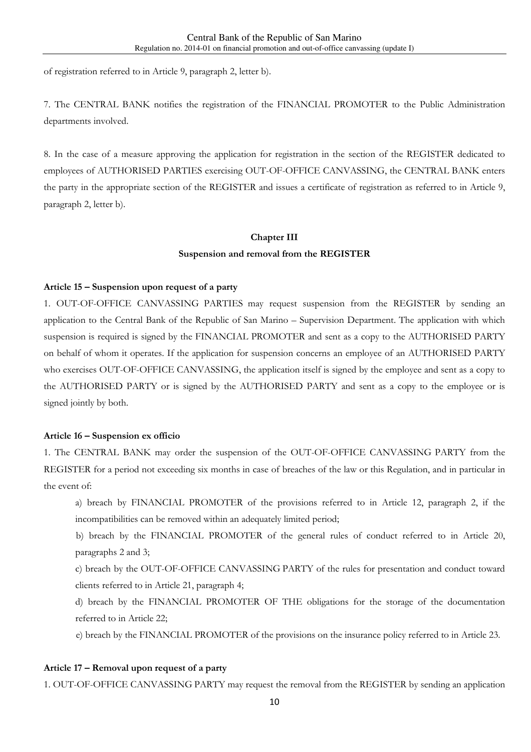of registration referred to in Article 9, paragraph 2, letter b).

7. The CENTRAL BANK notifies the registration of the FINANCIAL PROMOTER to the Public Administration departments involved.

8. In the case of a measure approving the application for registration in the section of the REGISTER dedicated to employees of AUTHORISED PARTIES exercising OUT-OF-OFFICE CANVASSING, the CENTRAL BANK enters the party in the appropriate section of the REGISTER and issues a certificate of registration as referred to in Article 9, paragraph 2, letter b).

## Chapter III
## Suspension and removal from the REGISTER

### Article 15 – Suspension upon request of a party

1. OUT-OF-OFFICE CANVASSING PARTIES may request suspension from the REGISTER by sending an application to the Central Bank of the Republic of San Marino – Supervision Department. The application with which suspension is required is signed by the FINANCIAL PROMOTER and sent as a copy to the AUTHORISED PARTY on behalf of whom it operates. If the application for suspension concerns an employee of an AUTHORISED PARTY who exercises OUT-OF-OFFICE CANVASSING, the application itself is signed by the employee and sent as a copy to the AUTHORISED PARTY or is signed by the AUTHORISED PARTY and sent as a copy to the employee or is signed jointly by both.

### Article 16 – Suspension ex officio

1. The CENTRAL BANK may order the suspension of the OUT-OF-OFFICE CANVASSING PARTY from the REGISTER for a period not exceeding six months in case of breaches of the law or this Regulation, and in particular in the event of:

a) breach by FINANCIAL PROMOTER of the provisions referred to in Article 12, paragraph 2, if the incompatibilities can be removed within an adequately limited period;

b) breach by the FINANCIAL PROMOTER of the general rules of conduct referred to in Article 20, paragraphs 2 and 3;

c) breach by the OUT-OF-OFFICE CANVASSING PARTY of the rules for presentation and conduct toward clients referred to in Article 21, paragraph 4;

d) breach by the FINANCIAL PROMOTER OF THE obligations for the storage of the documentation referred to in Article 22;

e) breach by the FINANCIAL PROMOTER of the provisions on the insurance policy referred to in Article 23.

### Article 17 – Removal upon request of a party

1. OUT-OF-OFFICE CANVASSING PARTY may request the removal from the REGISTER by sending an application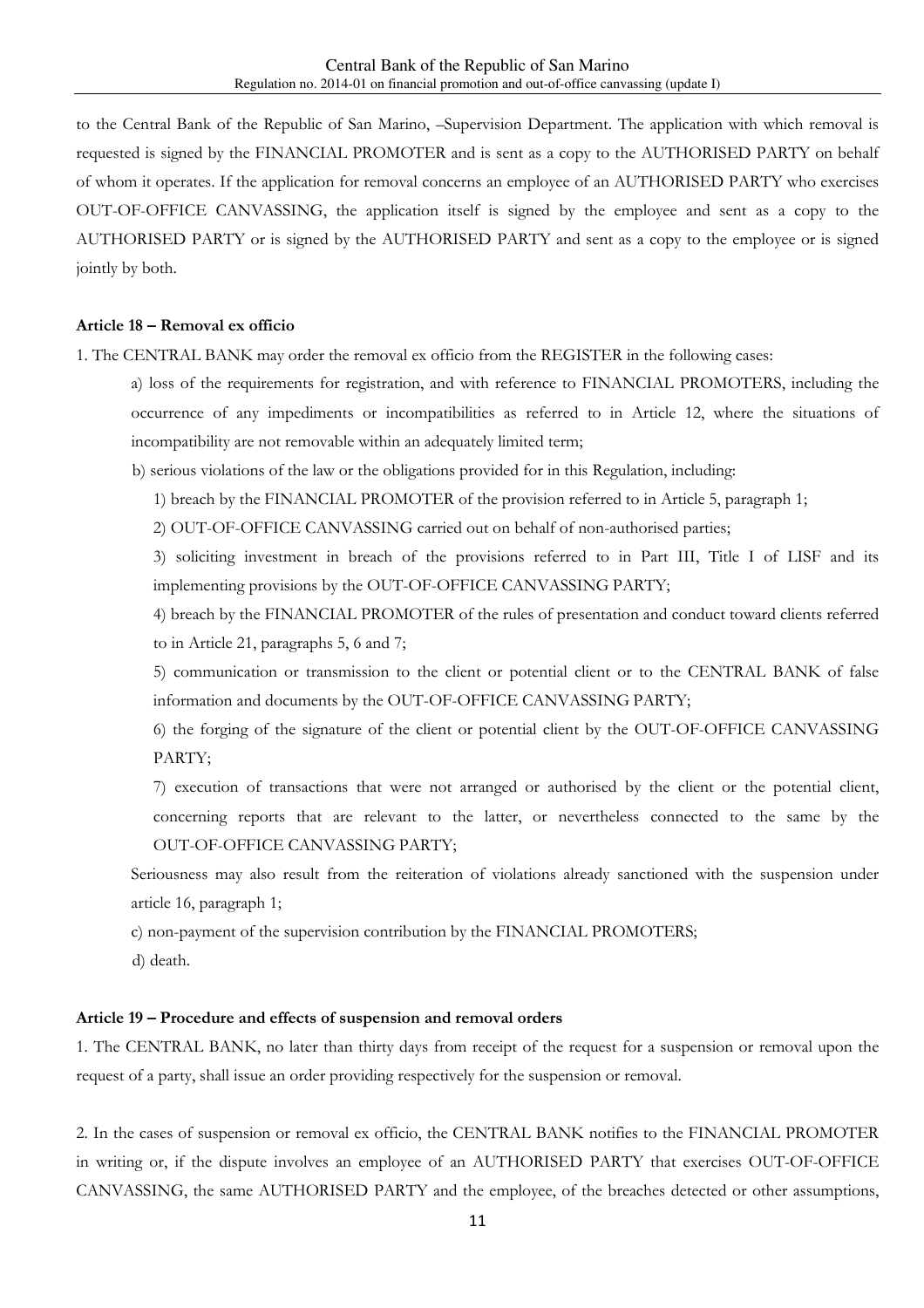to the Central Bank of the Republic of San Marino, –Supervision Department. The application with which removal is requested is signed by the FINANCIAL PROMOTER and is sent as a copy to the AUTHORISED PARTY on behalf of whom it operates. If the application for removal concerns an employee of an AUTHORISED PARTY who exercises OUT-OF-OFFICE CANVASSING, the application itself is signed by the employee and sent as a copy to the AUTHORISED PARTY or is signed by the AUTHORISED PARTY and sent as a copy to the employee or is signed jointly by both.

**Article 18 – Removal ex officio**

1. The CENTRAL BANK may order the removal ex officio from the REGISTER in the following cases:

a) loss of the requirements for registration, and with reference to FINANCIAL PROMOTERS, including the occurrence of any impediments or incompatibilities as referred to in Article 12, where the situations of incompatibility are not removable within an adequately limited term;

b) serious violations of the law or the obligations provided for in this Regulation, including:

1) breach by the FINANCIAL PROMOTER of the provision referred to in Article 5, paragraph 1;

2) OUT-OF-OFFICE CANVASSING carried out on behalf of non-authorised parties;

3) soliciting investment in breach of the provisions referred to in Part III, Title I of LISF and its implementing provisions by the OUT-OF-OFFICE CANVASSING PARTY;

4) breach by the FINANCIAL PROMOTER of the rules of presentation and conduct toward clients referred to in Article 21, paragraphs 5, 6 and 7;

5) communication or transmission to the client or potential client or to the CENTRAL BANK of false information and documents by the OUT-OF-OFFICE CANVASSING PARTY;

6) the forging of the signature of the client or potential client by the OUT-OF-OFFICE CANVASSING PARTY;

7) execution of transactions that were not arranged or authorised by the client or the potential client, concerning reports that are relevant to the latter, or nevertheless connected to the same by the OUT-OF-OFFICE CANVASSING PARTY;

Seriousness may also result from the reiteration of violations already sanctioned with the suspension under article 16, paragraph 1;

c) non-payment of the supervision contribution by the FINANCIAL PROMOTERS;

d) death.

**Article 19 – Procedure and effects of suspension and removal orders**

1. The CENTRAL BANK, no later than thirty days from receipt of the request for a suspension or removal upon the request of a party, shall issue an order providing respectively for the suspension or removal.

2. In the cases of suspension or removal ex officio, the CENTRAL BANK notifies to the FINANCIAL PROMOTER in writing or, if the dispute involves an employee of an AUTHORISED PARTY that exercises OUT-OF-OFFICE CANVASSING, the same AUTHORISED PARTY and the employee, of the breaches detected or other assumptions,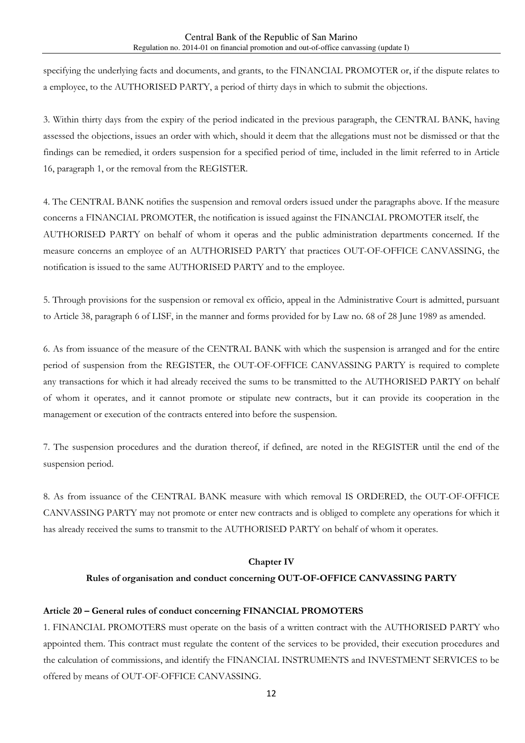specifying the underlying facts and documents, and grants, to the FINANCIAL PROMOTER or, if the dispute relates to a employee, to the AUTHORISED PARTY, a period of thirty days in which to submit the objections.

3. Within thirty days from the expiry of the period indicated in the previous paragraph, the CENTRAL BANK, having assessed the objections, issues an order with which, should it deem that the allegations must not be dismissed or that the findings can be remedied, it orders suspension for a specified period of time, included in the limit referred to in Article 16, paragraph 1, or the removal from the REGISTER.

4. The CENTRAL BANK notifies the suspension and removal orders issued under the paragraphs above. If the measure concerns a FINANCIAL PROMOTER, the notification is issued against the FINANCIAL PROMOTER itself, the AUTHORISED PARTY on behalf of whom it operas and the public administration departments concerned. If the measure concerns an employee of an AUTHORISED PARTY that practices OUT-OF-OFFICE CANVASSING, the notification is issued to the same AUTHORISED PARTY and to the employee.

5. Through provisions for the suspension or removal ex officio, appeal in the Administrative Court is admitted, pursuant to Article 38, paragraph 6 of LISF, in the manner and forms provided for by Law no. 68 of 28 June 1989 as amended.

6. As from issuance of the measure of the CENTRAL BANK with which the suspension is arranged and for the entire period of suspension from the REGISTER, the OUT-OF-OFFICE CANVASSING PARTY is required to complete any transactions for which it had already received the sums to be transmitted to the AUTHORISED PARTY on behalf of whom it operates, and it cannot promote or stipulate new contracts, but it can provide its cooperation in the management or execution of the contracts entered into before the suspension.

7. The suspension procedures and the duration thereof, if defined, are noted in the REGISTER until the end of the suspension period.

8. As from issuance of the CENTRAL BANK measure with which removal IS ORDERED, the OUT-OF-OFFICE CANVASSING PARTY may not promote or enter new contracts and is obliged to complete any operations for which it has already received the sums to transmit to the AUTHORISED PARTY on behalf of whom it operates.

## Chapter IV

## Rules of organisation and conduct concerning OUT-OF-OFFICE CANVASSING PARTY

### Article 20 – General rules of conduct concerning FINANCIAL PROMOTERS

1. FINANCIAL PROMOTERS must operate on the basis of a written contract with the AUTHORISED PARTY who appointed them. This contract must regulate the content of the services to be provided, their execution procedures and the calculation of commissions, and identify the FINANCIAL INSTRUMENTS and INVESTMENT SERVICES to be offered by means of OUT-OF-OFFICE CANVASSING.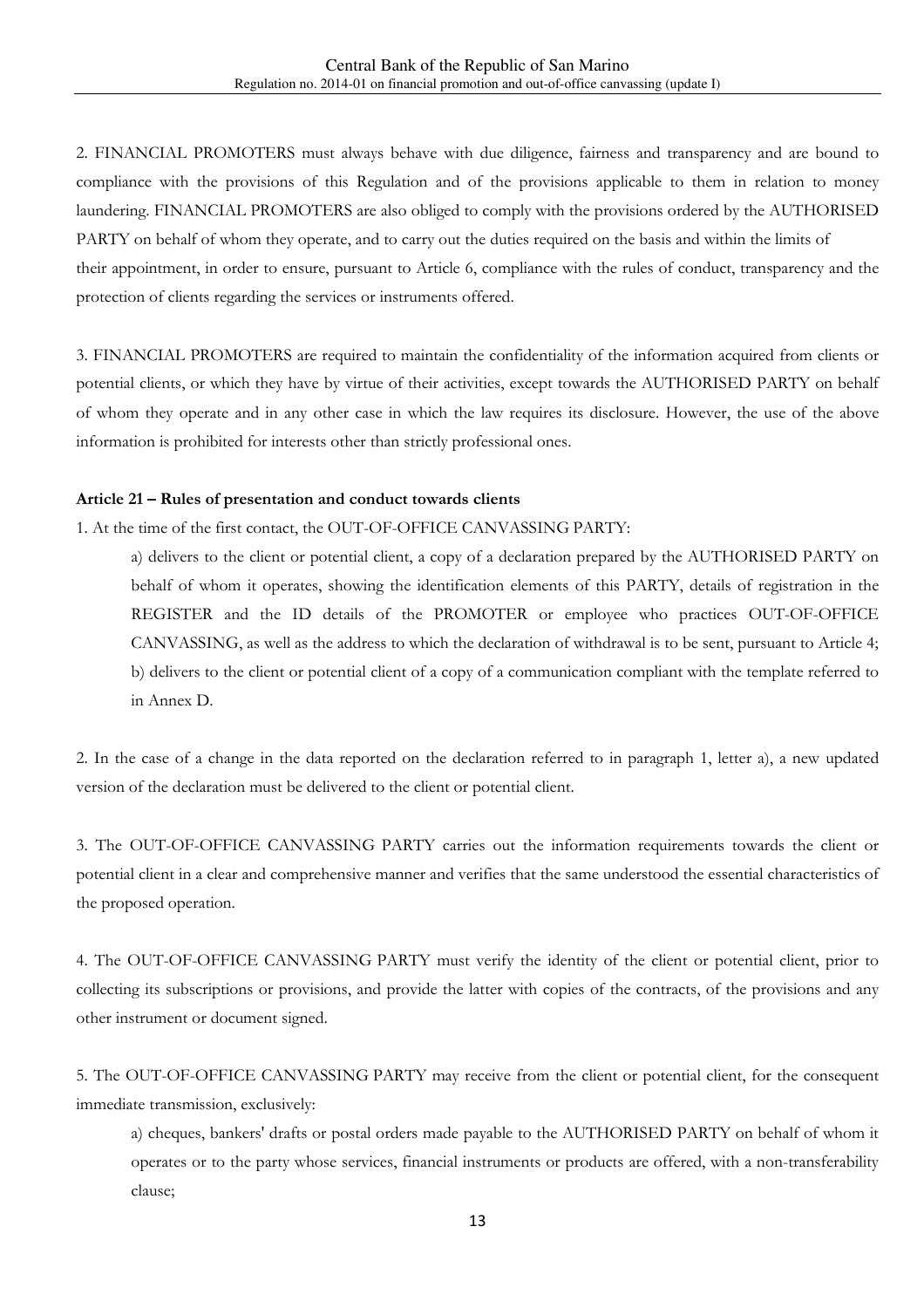2. FINANCIAL PROMOTERS must always behave with due diligence, fairness and transparency and are bound to compliance with the provisions of this Regulation and of the provisions applicable to them in relation to money laundering. FINANCIAL PROMOTERS are also obliged to comply with the provisions ordered by the AUTHORISED PARTY on behalf of whom they operate, and to carry out the duties required on the basis and within the limits of their appointment, in order to ensure, pursuant to Article 6, compliance with the rules of conduct, transparency and the protection of clients regarding the services or instruments offered.

3. FINANCIAL PROMOTERS are required to maintain the confidentiality of the information acquired from clients or potential clients, or which they have by virtue of their activities, except towards the AUTHORISED PARTY on behalf of whom they operate and in any other case in which the law requires its disclosure. However, the use of the above information is prohibited for interests other than strictly professional ones.

**Article 21 – Rules of presentation and conduct towards clients**

1. At the time of the first contact, the OUT-OF-OFFICE CANVASSING PARTY:

   a) delivers to the client or potential client, a copy of a declaration prepared by the AUTHORISED PARTY on behalf of whom it operates, showing the identification elements of this PARTY, details of registration in the REGISTER and the ID details of the PROMOTER or employee who practices OUT-OF-OFFICE CANVASSING, as well as the address to which the declaration of withdrawal is to be sent, pursuant to Article 4;

   b) delivers to the client or potential client of a copy of a communication compliant with the template referred to in Annex D.

2. In the case of a change in the data reported on the declaration referred to in paragraph 1, letter a), a new updated version of the declaration must be delivered to the client or potential client.

3. The OUT-OF-OFFICE CANVASSING PARTY carries out the information requirements towards the client or potential client in a clear and comprehensive manner and verifies that the same understood the essential characteristics of the proposed operation.

4. The OUT-OF-OFFICE CANVASSING PARTY must verify the identity of the client or potential client, prior to collecting its subscriptions or provisions, and provide the latter with copies of the contracts, of the provisions and any other instrument or document signed.

5. The OUT-OF-OFFICE CANVASSING PARTY may receive from the client or potential client, for the consequent immediate transmission, exclusively:

   a) cheques, bankers' drafts or postal orders made payable to the AUTHORISED PARTY on behalf of whom it operates or to the party whose services, financial instruments or products are offered, with a non-transferability clause;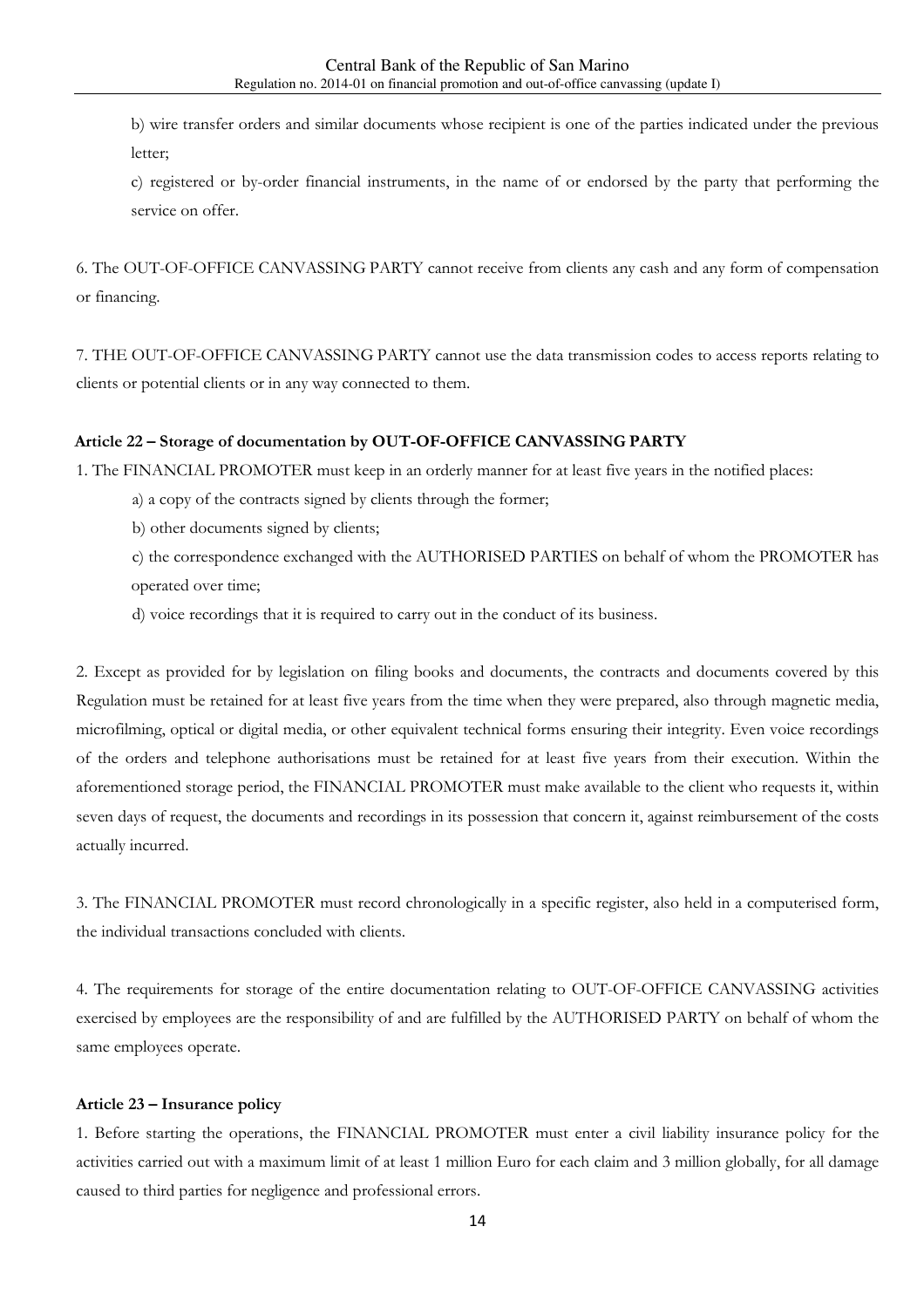b) wire transfer orders and similar documents whose recipient is one of the parties indicated under the previous letter;

c) registered or by-order financial instruments, in the name of or endorsed by the party that performing the service on offer.

6. The OUT-OF-OFFICE CANVASSING PARTY cannot receive from clients any cash and any form of compensation or financing.

7. THE OUT-OF-OFFICE CANVASSING PARTY cannot use the data transmission codes to access reports relating to clients or potential clients or in any way connected to them.

#### Article 22 – Storage of documentation by OUT-OF-OFFICE CANVASSING PARTY

1. The FINANCIAL PROMOTER must keep in an orderly manner for at least five years in the notified places:

a) a copy of the contracts signed by clients through the former;

b) other documents signed by clients;

c) the correspondence exchanged with the AUTHORISED PARTIES on behalf of whom the PROMOTER has operated over time;

d) voice recordings that it is required to carry out in the conduct of its business.

2. Except as provided for by legislation on filing books and documents, the contracts and documents covered by this Regulation must be retained for at least five years from the time when they were prepared, also through magnetic media, microfilming, optical or digital media, or other equivalent technical forms ensuring their integrity. Even voice recordings of the orders and telephone authorisations must be retained for at least five years from their execution. Within the aforementioned storage period, the FINANCIAL PROMOTER must make available to the client who requests it, within seven days of request, the documents and recordings in its possession that concern it, against reimbursement of the costs actually incurred.

3. The FINANCIAL PROMOTER must record chronologically in a specific register, also held in a computerised form, the individual transactions concluded with clients.

4. The requirements for storage of the entire documentation relating to OUT-OF-OFFICE CANVASSING activities exercised by employees are the responsibility of and are fulfilled by the AUTHORISED PARTY on behalf of whom the same employees operate.

#### Article 23 – Insurance policy

1. Before starting the operations, the FINANCIAL PROMOTER must enter a civil liability insurance policy for the activities carried out with a maximum limit of at least 1 million Euro for each claim and 3 million globally, for all damage caused to third parties for negligence and professional errors.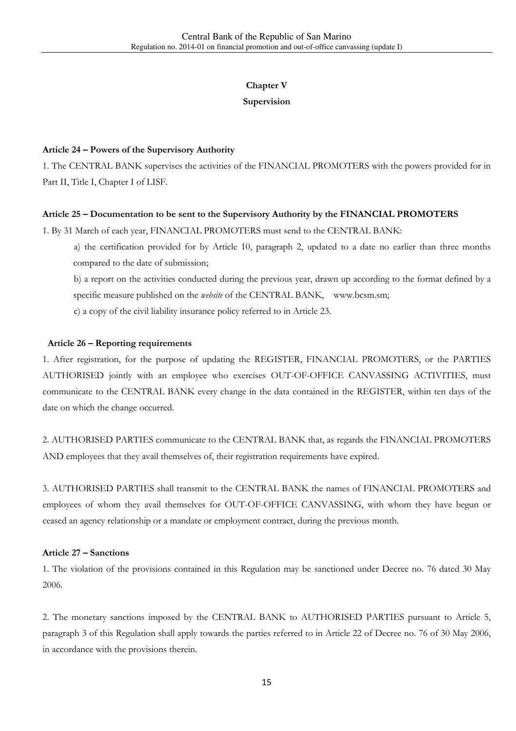## Chapter V

## Supervision

### Article 24 – Powers of the Supervisory Authority

1. The CENTRAL BANK supervises the activities of the FINANCIAL PROMOTERS with the powers provided for in Part II, Title I, Chapter I of LISF.

### Article 25 – Documentation to be sent to the Supervisory Authority by the FINANCIAL PROMOTERS

1. By 31 March of each year, FINANCIAL PROMOTERS must send to the CENTRAL BANK:

a) the certification provided for by Article 10, paragraph 2, updated to a date no earlier than three months compared to the date of submission;

b) a report on the activities conducted during the previous year, drawn up according to the format defined by a specific measure published on the *website* of the CENTRAL BANK, www.bcsm.sm;

c) a copy of the civil liability insurance policy referred to in Article 23.

### Article 26 – Reporting requirements

1. After registration, for the purpose of updating the REGISTER, FINANCIAL PROMOTERS, or the PARTIES AUTHORISED jointly with an employee who exercises OUT-OF-OFFICE CANVASSING ACTIVITIES, must communicate to the CENTRAL BANK every change in the data contained in the REGISTER, within ten days of the date on which the change occurred.

2. AUTHORISED PARTIES communicate to the CENTRAL BANK that, as regards the FINANCIAL PROMOTERS AND employees that they avail themselves of, their registration requirements have expired.

3. AUTHORISED PARTIES shall transmit to the CENTRAL BANK the names of FINANCIAL PROMOTERS and employees of whom they avail themselves for OUT-OF-OFFICE CANVASSING, with whom they have begun or ceased an agency relationship or a mandate or employment contract, during the previous month.

### Article 27 – Sanctions

1. The violation of the provisions contained in this Regulation may be sanctioned under Decree no. 76 dated 30 May 2006.

2. The monetary sanctions imposed by the CENTRAL BANK to AUTHORISED PARTIES pursuant to Article 5, paragraph 3 of this Regulation shall apply towards the parties referred to in Article 22 of Decree no. 76 of 30 May 2006, in accordance with the provisions therein.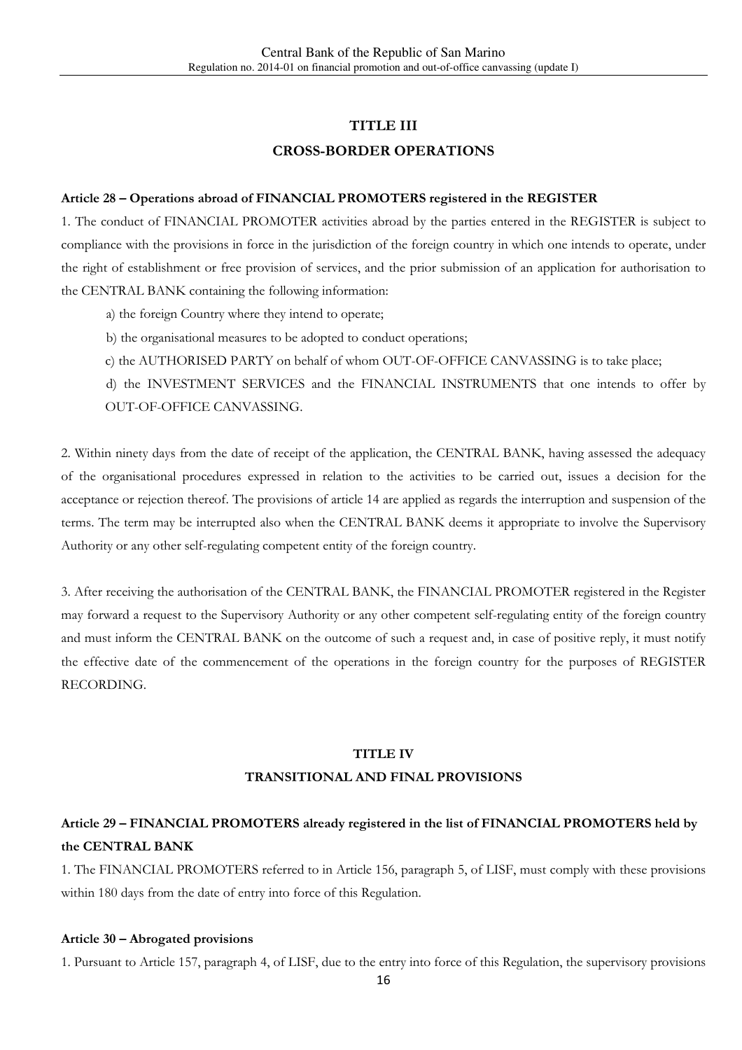## TITLE III

## CROSS-BORDER OPERATIONS

**Article 28 – Operations abroad of FINANCIAL PROMOTERS registered in the REGISTER**

1. The conduct of FINANCIAL PROMOTER activities abroad by the parties entered in the REGISTER is subject to compliance with the provisions in force in the jurisdiction of the foreign country in which one intends to operate, under the right of establishment or free provision of services, and the prior submission of an application for authorisation to the CENTRAL BANK containing the following information:

a) the foreign Country where they intend to operate;

b) the organisational measures to be adopted to conduct operations;

c) the AUTHORISED PARTY on behalf of whom OUT-OF-OFFICE CANVASSING is to take place;

d) the INVESTMENT SERVICES and the FINANCIAL INSTRUMENTS that one intends to offer by OUT-OF-OFFICE CANVASSING.

2. Within ninety days from the date of receipt of the application, the CENTRAL BANK, having assessed the adequacy of the organisational procedures expressed in relation to the activities to be carried out, issues a decision for the acceptance or rejection thereof. The provisions of article 14 are applied as regards the interruption and suspension of the terms. The term may be interrupted also when the CENTRAL BANK deems it appropriate to involve the Supervisory Authority or any other self-regulating competent entity of the foreign country.

3. After receiving the authorisation of the CENTRAL BANK, the FINANCIAL PROMOTER registered in the Register may forward a request to the Supervisory Authority or any other competent self-regulating entity of the foreign country and must inform the CENTRAL BANK on the outcome of such a request and, in case of positive reply, it must notify the effective date of the commencement of the operations in the foreign country for the purposes of REGISTER RECORDING.

## TITLE IV

## TRANSITIONAL AND FINAL PROVISIONS

**Article 29 – FINANCIAL PROMOTERS already registered in the list of FINANCIAL PROMOTERS held by the CENTRAL BANK**

1. The FINANCIAL PROMOTERS referred to in Article 156, paragraph 5, of LISF, must comply with these provisions within 180 days from the date of entry into force of this Regulation.

**Article 30 – Abrogated provisions**

1. Pursuant to Article 157, paragraph 4, of LISF, due to the entry into force of this Regulation, the supervisory provisions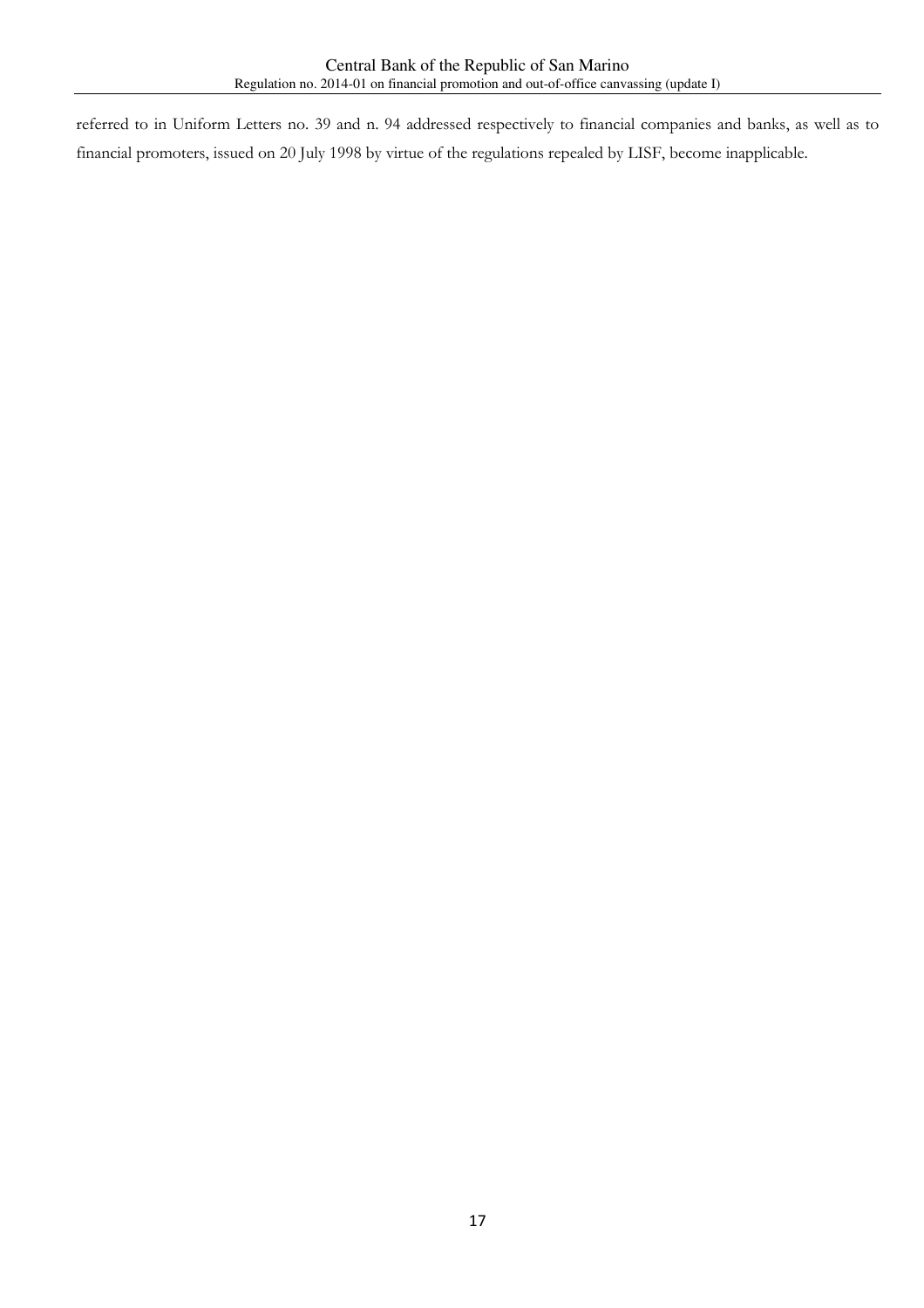referred to in Uniform Letters no. 39 and n. 94 addressed respectively to financial companies and banks, as well as to financial promoters, issued on 20 July 1998 by virtue of the regulations repealed by LISF, become inapplicable.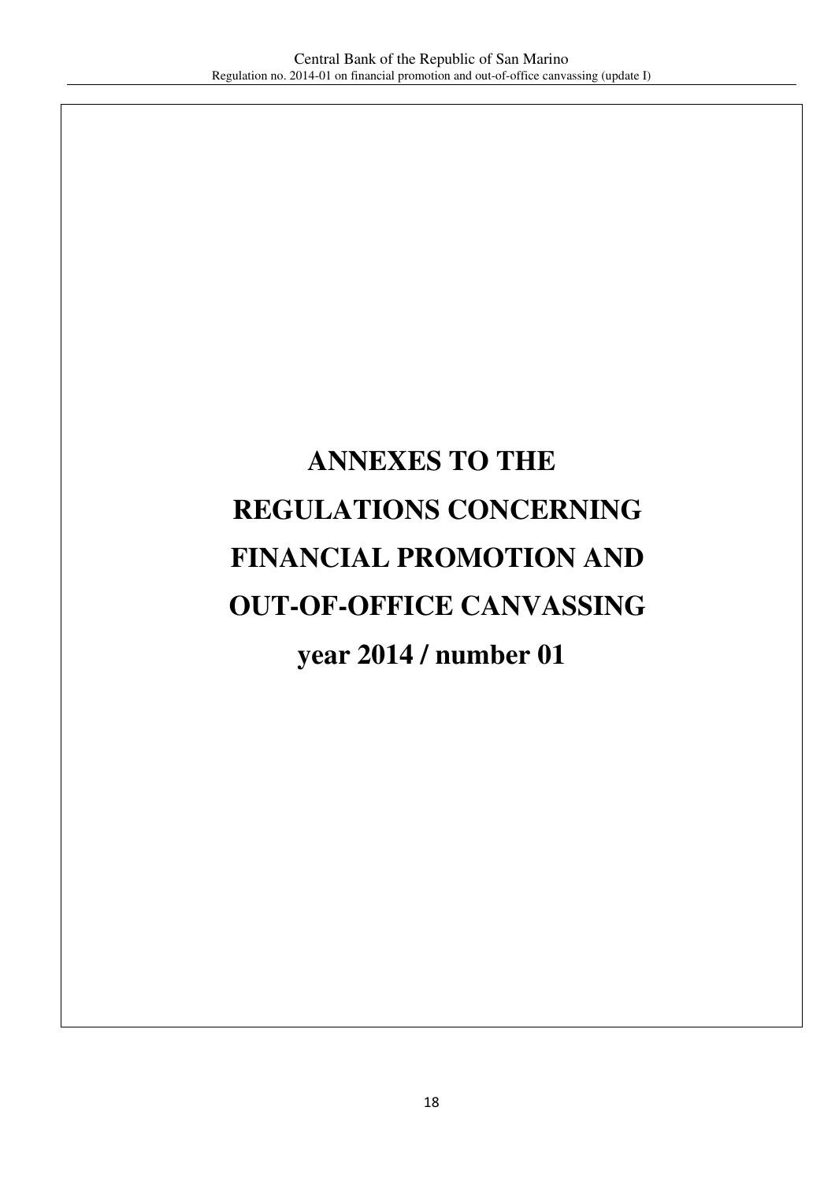# ANNEXES TO THE REGULATIONS CONCERNING FINANCIAL PROMOTION AND OUT-OF-OFFICE CANVASSING

## year 2014 / number 01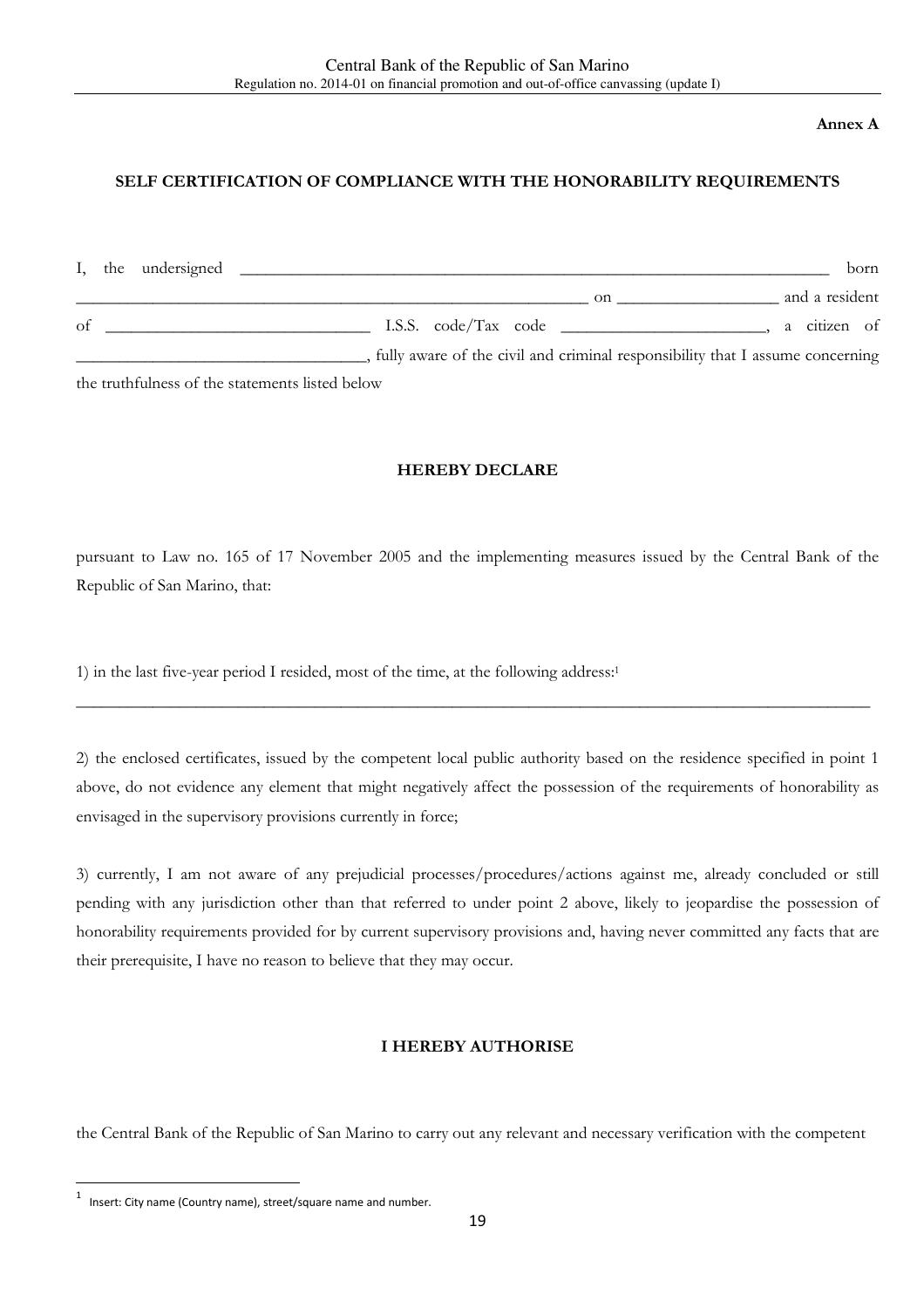**Annex A**

**SELF CERTIFICATION OF COMPLIANCE WITH THE HONORABILITY REQUIREMENTS**

I, the undersigned ______________________________________________________________________ born ______________________________________________________________ on ____________________ and a resident of _______________________________ I.S.S. code/Tax code _________________________, a citizen of ___________________________________, fully aware of the civil and criminal responsibility that I assume concerning the truthfulness of the statements listed below

**HEREBY DECLARE**

pursuant to Law no. 165 of 17 November 2005 and the implementing measures issued by the Central Bank of the Republic of San Marino, that:

1) in the last five-year period I resided, most of the time, at the following address:[1]

______________________________________________________________________________________________

2) the enclosed certificates, issued by the competent local public authority based on the residence specified in point 1 above, do not evidence any element that might negatively affect the possession of the requirements of honorability as envisaged in the supervisory provisions currently in force;

3) currently, I am not aware of any prejudicial processes/procedures/actions against me, already concluded or still pending with any jurisdiction other than that referred to under point 2 above, likely to jeopardise the possession of honorability requirements provided for by current supervisory provisions and, having never committed any facts that are their prerequisite, I have no reason to believe that they may occur.

**I HEREBY AUTHORISE**

the Central Bank of the Republic of San Marino to carry out any relevant and necessary verification with the competent

---

[1] Insert: City name (Country name), street/square name and number.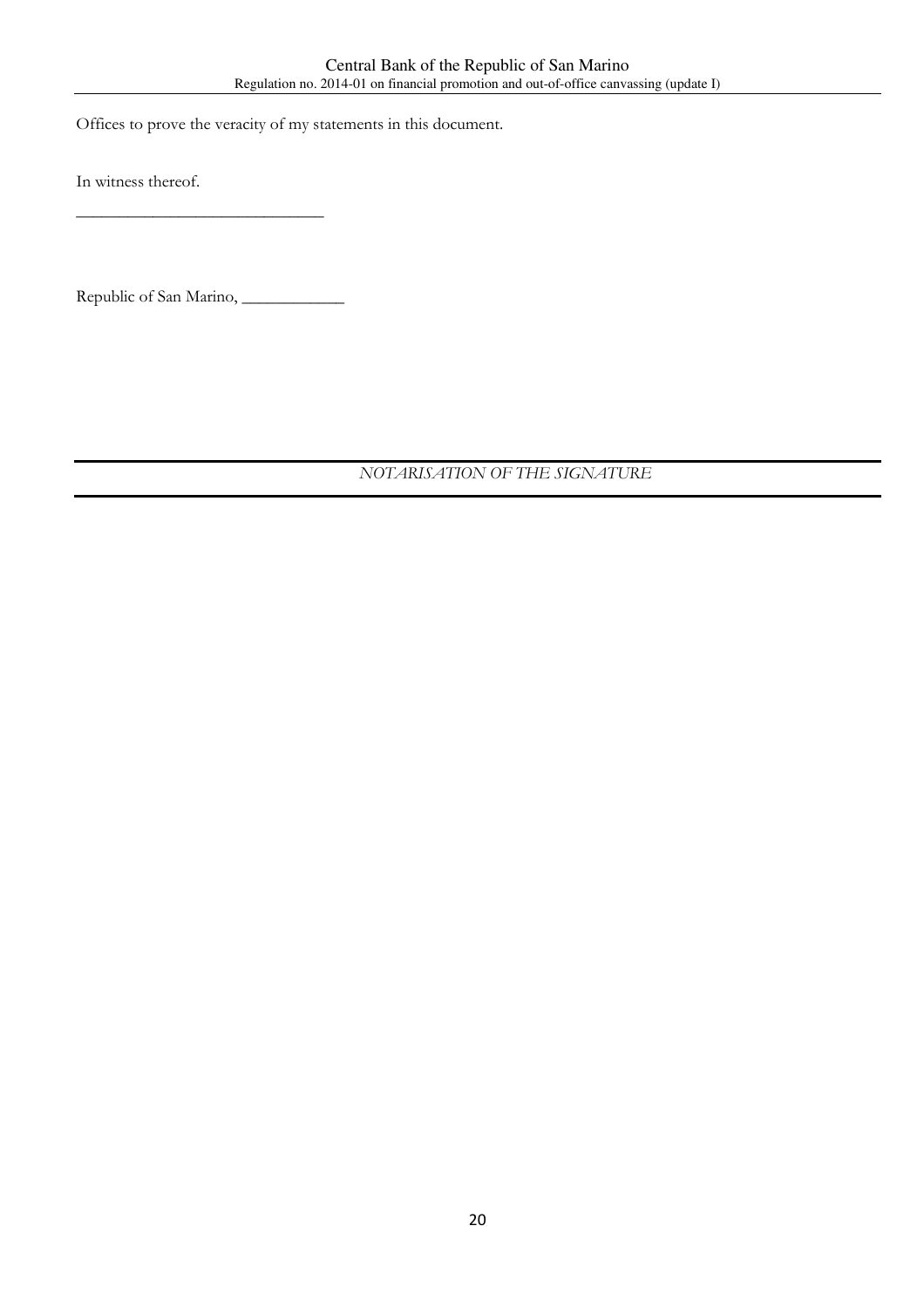Offices to prove the veracity of my statements in this document.

In witness thereof.

_____________________________

Republic of San Marino, ____________

---

*NOTARISATION OF THE SIGNATURE*

---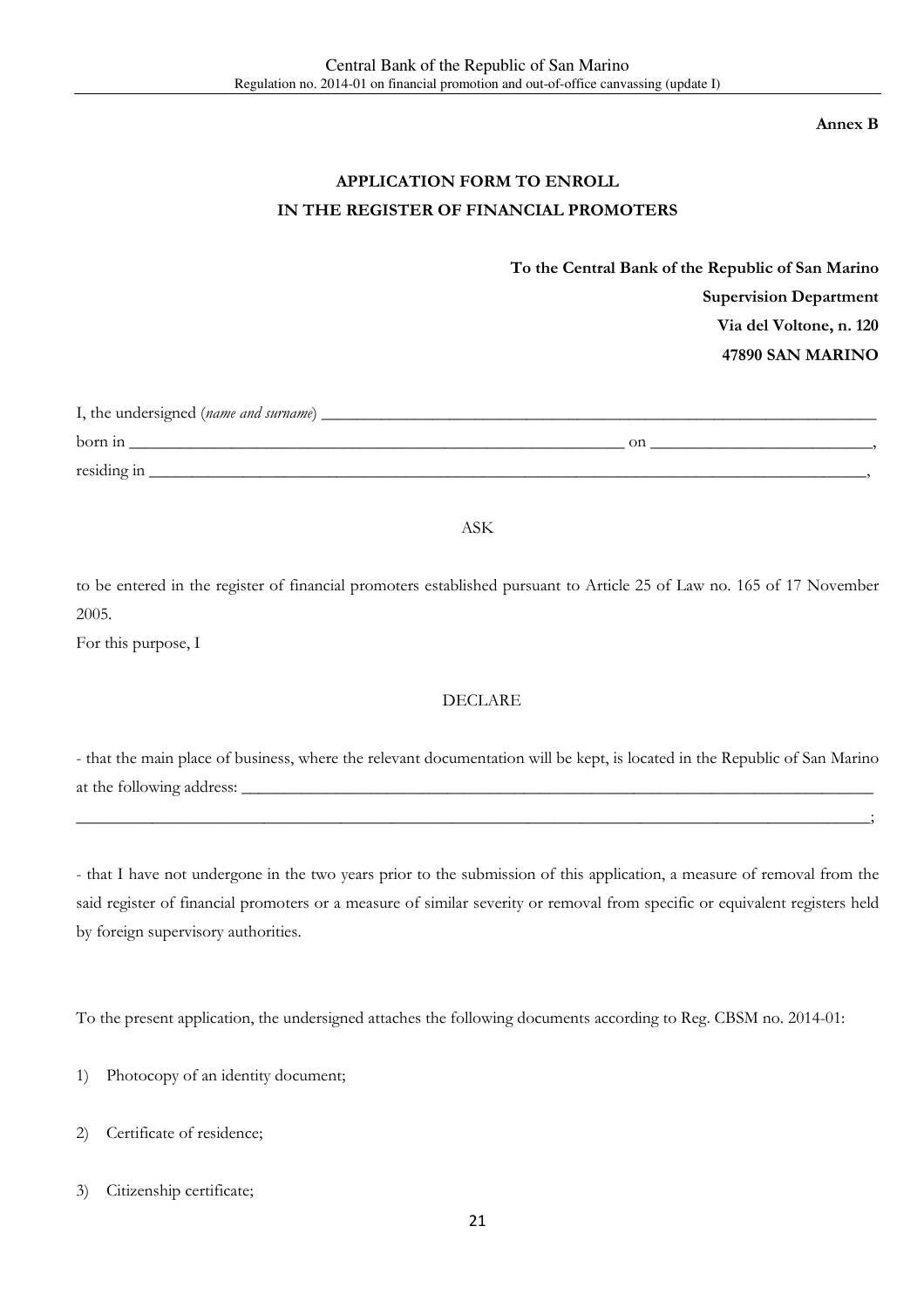**Annex B**

## APPLICATION FORM TO ENROLL IN THE REGISTER OF FINANCIAL PROMOTERS

**To the Central Bank of the Republic of San Marino**
**Supervision Department**
**Via del Voltone, n. 120**
**47890 SAN MARINO**

I, the undersigned (*name and surname*) ______________________________________________________________
born in ____________________________________________________ on ________________________,
residing in _______________________________________________________________________________,

ASK

to be entered in the register of financial promoters established pursuant to Article 25 of Law no. 165 of 17 November 2005.

For this purpose, I

DECLARE

- that the main place of business, where the relevant documentation will be kept, is located in the Republic of San Marino at the following address: ______________________________________________________________________
_______________________________________________________________________________________;

- that I have not undergone in the two years prior to the submission of this application, a measure of removal from the said register of financial promoters or a measure of similar severity or removal from specific or equivalent registers held by foreign supervisory authorities.

To the present application, the undersigned attaches the following documents according to Reg. CBSM no. 2014-01:

1) Photocopy of an identity document;
2) Certificate of residence;
3) Citizenship certificate;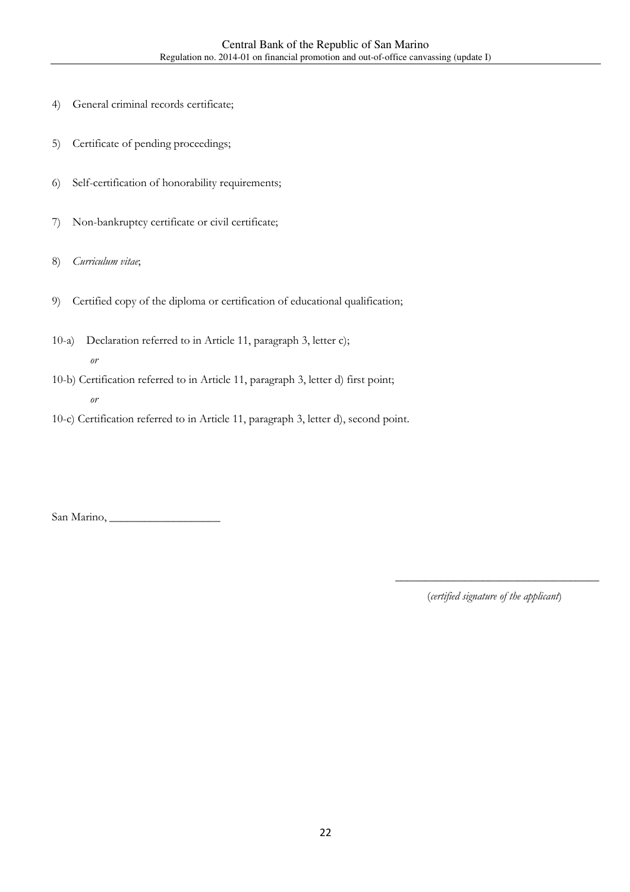4) General criminal records certificate;

5) Certificate of pending proceedings;

6) Self-certification of honorability requirements;

7) Non-bankruptcy certificate or civil certificate;

8) *Curriculum vitae*;

9) Certified copy of the diploma or certification of educational qualification;

10-a) Declaration referred to in Article 11, paragraph 3, letter c);

*or*

10-b) Certification referred to in Article 11, paragraph 3, letter d) first point;

*or*

10-c) Certification referred to in Article 11, paragraph 3, letter d), second point.

San Marino, ___________________

____________________________________

(*certified signature of the applicant*)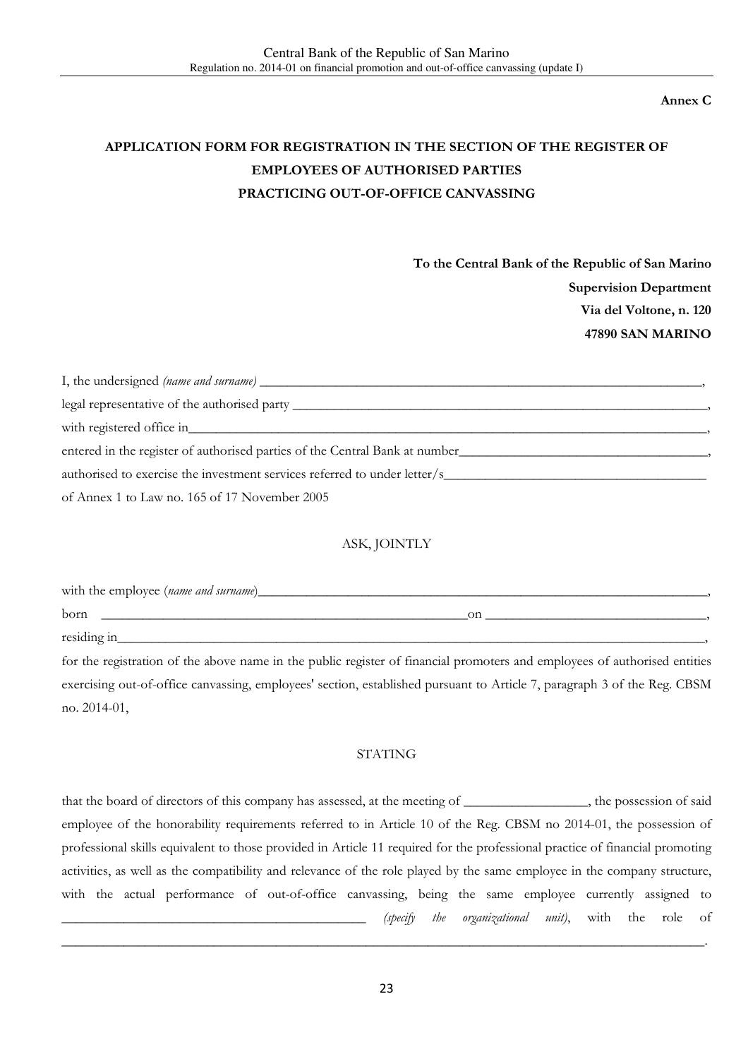**Annex C**

**APPLICATION FORM FOR REGISTRATION IN THE SECTION OF THE REGISTER OF EMPLOYEES OF AUTHORISED PARTIES PRACTICING OUT-OF-OFFICE CANVASSING**

**To the Central Bank of the Republic of San Marino**
**Supervision Department**
**Via del Voltone, n. 120**
**47890 SAN MARINO**

I, the undersigned *(name and surname)* ___________________________________________________________,
legal representative of the authorised party ___________________________________________________________,
with registered office in___________________________________________________________________________,
entered in the register of authorised parties of the Central Bank at number___________________________________,
authorised to exercise the investment services referred to under letter/s____________________________________
of Annex 1 to Law no. 165 of 17 November 2005

ASK, JOINTLY

with the employee (*name and surname*)_____________________________________________________________,
born ______________________________________________on ____________________________________,
residing in_____________________________________________________________________________________,
for the registration of the above name in the public register of financial promoters and employees of authorised entities exercising out-of-office canvassing, employees' section, established pursuant to Article 7, paragraph 3 of the Reg. CBSM no. 2014-01,

STATING

that the board of directors of this company has assessed, at the meeting of _________________, the possession of said employee of the honorability requirements referred to in Article 10 of the Reg. CBSM no 2014-01, the possession of professional skills equivalent to those provided in Article 11 required for the professional practice of financial promoting activities, as well as the compatibility and relevance of the role played by the same employee in the company structure, with the actual performance of out-of-office canvassing, being the same employee currently assigned to ___________________________________________ *(specify the organizational unit)*, with the role of ________________________________________________________________________________________.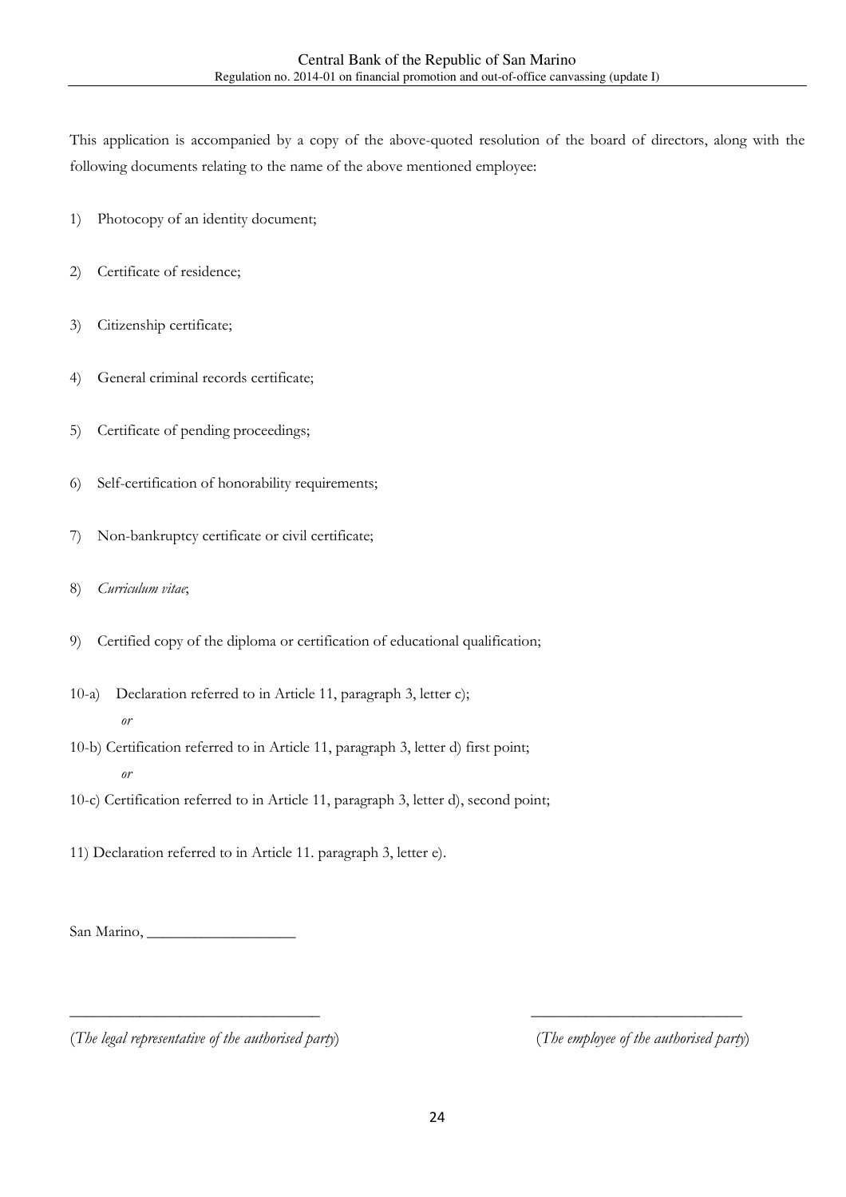This application is accompanied by a copy of the above-quoted resolution of the board of directors, along with the following documents relating to the name of the above mentioned employee:

1) Photocopy of an identity document;

2) Certificate of residence;

3) Citizenship certificate;

4) General criminal records certificate;

5) Certificate of pending proceedings;

6) Self-certification of honorability requirements;

7) Non-bankruptcy certificate or civil certificate;

8) *Curriculum vitae*;

9) Certified copy of the diploma or certification of educational qualification;

10-a) Declaration referred to in Article 11, paragraph 3, letter c);

*or*

10-b) Certification referred to in Article 11, paragraph 3, letter d) first point;

*or*

10-c) Certification referred to in Article 11, paragraph 3, letter d), second point;

11) Declaration referred to in Article 11. paragraph 3, letter e).

San Marino, ___________________

_______________________________ ___________________________

(*The legal representative of the authorised party*) (*The employee of the authorised party*)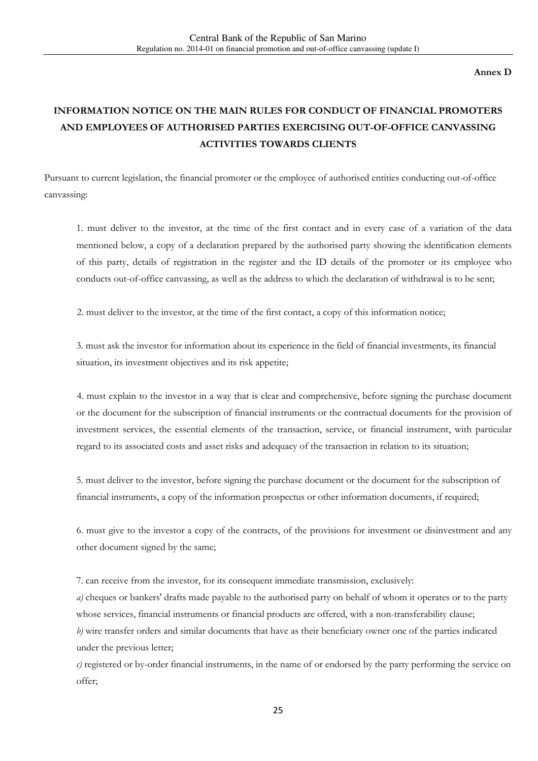**Annex D**

## INFORMATION NOTICE ON THE MAIN RULES FOR CONDUCT OF FINANCIAL PROMOTERS AND EMPLOYEES OF AUTHORISED PARTIES EXERCISING OUT-OF-OFFICE CANVASSING ACTIVITIES TOWARDS CLIENTS

Pursuant to current legislation, the financial promoter or the employee of authorised entities conducting out-of-office canvassing:

1. must deliver to the investor, at the time of the first contact and in every case of a variation of the data mentioned below, a copy of a declaration prepared by the authorised party showing the identification elements of this party, details of registration in the register and the ID details of the promoter or its employee who conducts out-of-office canvassing, as well as the address to which the declaration of withdrawal is to be sent;

2. must deliver to the investor, at the time of the first contact, a copy of this information notice;

3. must ask the investor for information about its experience in the field of financial investments, its financial situation, its investment objectives and its risk appetite;

4. must explain to the investor in a way that is clear and comprehensive, before signing the purchase document or the document for the subscription of financial instruments or the contractual documents for the provision of investment services, the essential elements of the transaction, service, or financial instrument, with particular regard to its associated costs and asset risks and adequacy of the transaction in relation to its situation;

5. must deliver to the investor, before signing the purchase document or the document for the subscription of financial instruments, a copy of the information prospectus or other information documents, if required;

6. must give to the investor a copy of the contracts, of the provisions for investment or disinvestment and any other document signed by the same;

7. can receive from the investor, for its consequent immediate transmission, exclusively:

*a)* cheques or bankers' drafts made payable to the authorised party on behalf of whom it operates or to the party whose services, financial instruments or financial products are offered, with a non-transferability clause;

*b)* wire transfer orders and similar documents that have as their beneficiary owner one of the parties indicated under the previous letter;

*c)* registered or by-order financial instruments, in the name of or endorsed by the party performing the service on offer;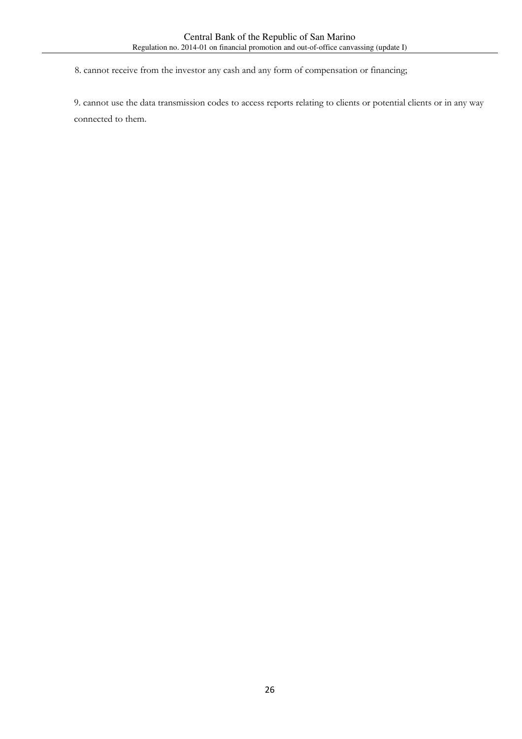8. cannot receive from the investor any cash and any form of compensation or financing;

9. cannot use the data transmission codes to access reports relating to clients or potential clients or in any way connected to them.